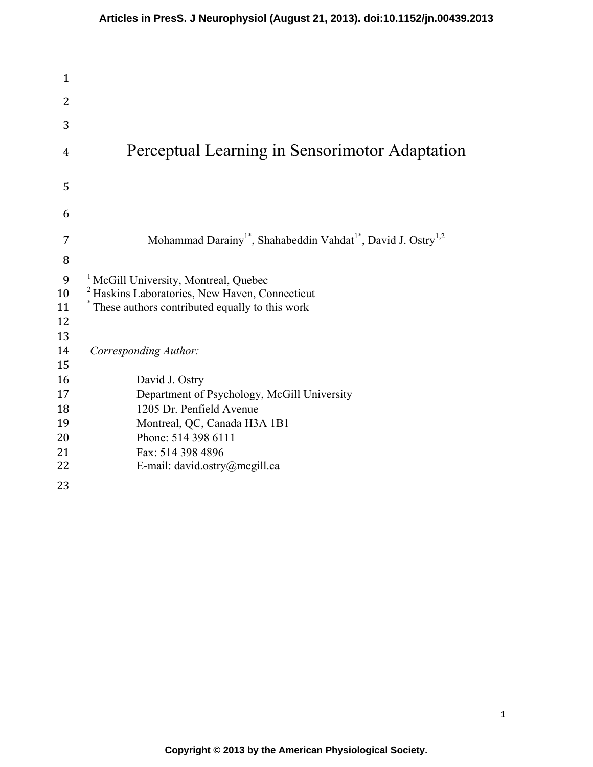# Perceptual Learning in Sensorimotor Adaptation

Mohammad Darainy[1*], Shahabeddin Vahdat[1*], David J. Ostry[1,2]

[1] McGill University, Montreal, Quebec
[2] Haskins Laboratories, New Haven, Connecticut
[*] These authors contributed equally to this work

*Corresponding Author:*

David J. Ostry
Department of Psychology, McGill University
1205 Dr. Penfield Avenue
Montreal, QC, Canada H3A 1B1
Phone: 514 398 6111
Fax: 514 398 4896
E-mail: david.ostry@mcgill.ca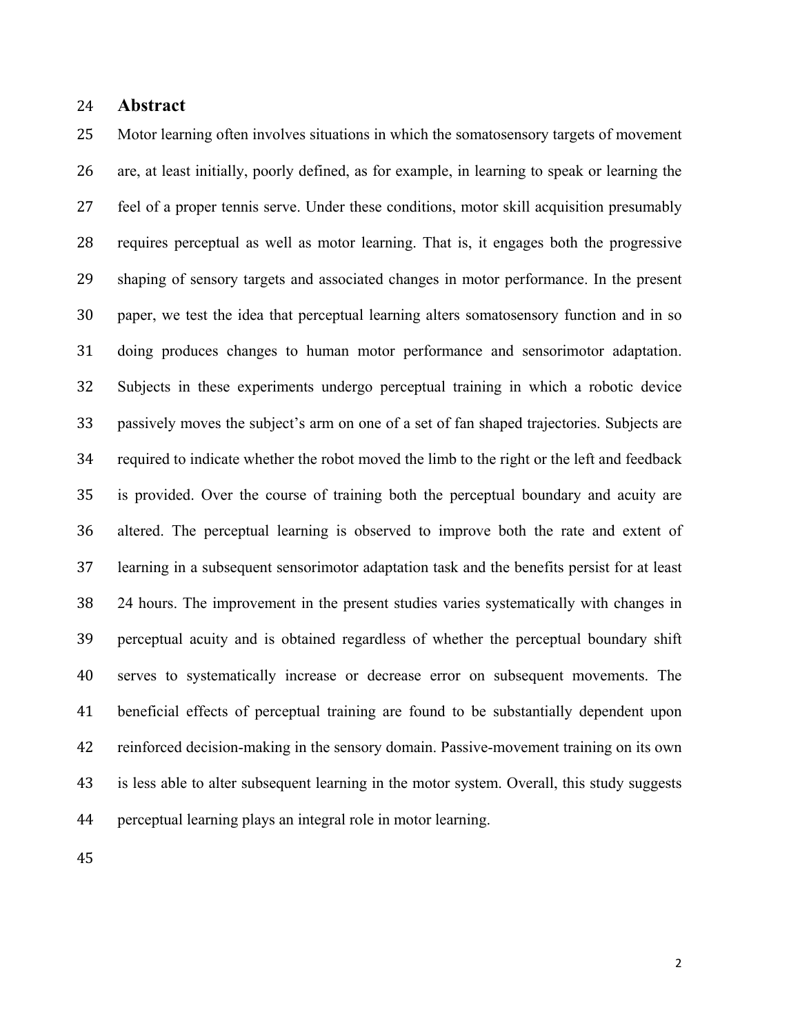## Abstract

Motor learning often involves situations in which the somatosensory targets of movement are, at least initially, poorly defined, as for example, in learning to speak or learning the feel of a proper tennis serve. Under these conditions, motor skill acquisition presumably requires perceptual as well as motor learning. That is, it engages both the progressive shaping of sensory targets and associated changes in motor performance. In the present paper, we test the idea that perceptual learning alters somatosensory function and in so doing produces changes to human motor performance and sensorimotor adaptation. Subjects in these experiments undergo perceptual training in which a robotic device passively moves the subject's arm on one of a set of fan shaped trajectories. Subjects are required to indicate whether the robot moved the limb to the right or the left and feedback is provided. Over the course of training both the perceptual boundary and acuity are altered. The perceptual learning is observed to improve both the rate and extent of learning in a subsequent sensorimotor adaptation task and the benefits persist for at least 24 hours. The improvement in the present studies varies systematically with changes in perceptual acuity and is obtained regardless of whether the perceptual boundary shift serves to systematically increase or decrease error on subsequent movements. The beneficial effects of perceptual training are found to be substantially dependent upon reinforced decision-making in the sensory domain. Passive-movement training on its own is less able to alter subsequent learning in the motor system. Overall, this study suggests perceptual learning plays an integral role in motor learning.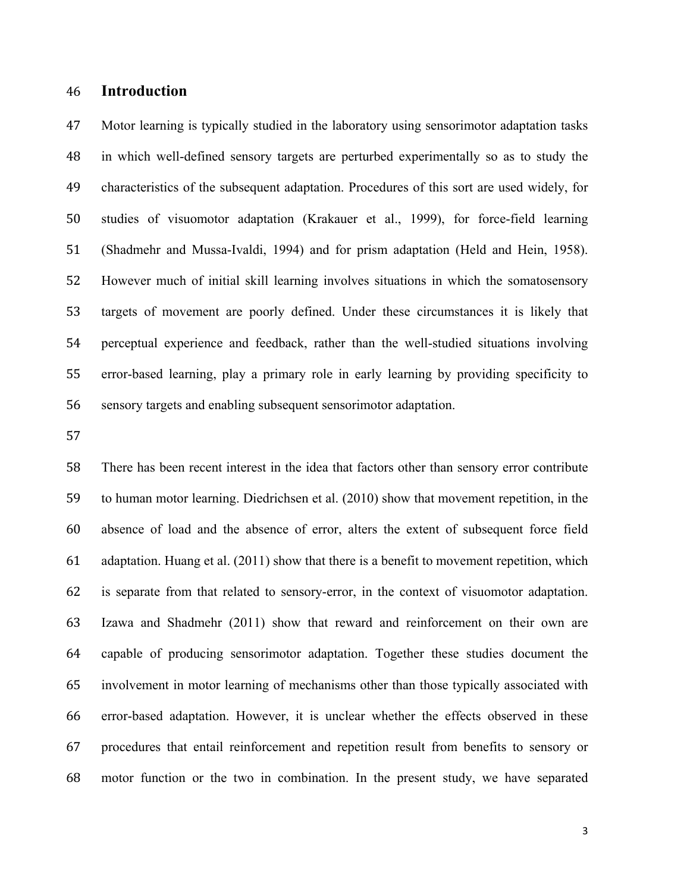## Introduction

Motor learning is typically studied in the laboratory using sensorimotor adaptation tasks in which well-defined sensory targets are perturbed experimentally so as to study the characteristics of the subsequent adaptation. Procedures of this sort are used widely, for studies of visuomotor adaptation (Krakauer et al., 1999), for force-field learning (Shadmehr and Mussa-Ivaldi, 1994) and for prism adaptation (Held and Hein, 1958). However much of initial skill learning involves situations in which the somatosensory targets of movement are poorly defined. Under these circumstances it is likely that perceptual experience and feedback, rather than the well-studied situations involving error-based learning, play a primary role in early learning by providing specificity to sensory targets and enabling subsequent sensorimotor adaptation.

There has been recent interest in the idea that factors other than sensory error contribute to human motor learning. Diedrichsen et al. (2010) show that movement repetition, in the absence of load and the absence of error, alters the extent of subsequent force field adaptation. Huang et al. (2011) show that there is a benefit to movement repetition, which is separate from that related to sensory-error, in the context of visuomotor adaptation. Izawa and Shadmehr (2011) show that reward and reinforcement on their own are capable of producing sensorimotor adaptation. Together these studies document the involvement in motor learning of mechanisms other than those typically associated with error-based adaptation. However, it is unclear whether the effects observed in these procedures that entail reinforcement and repetition result from benefits to sensory or motor function or the two in combination. In the present study, we have separated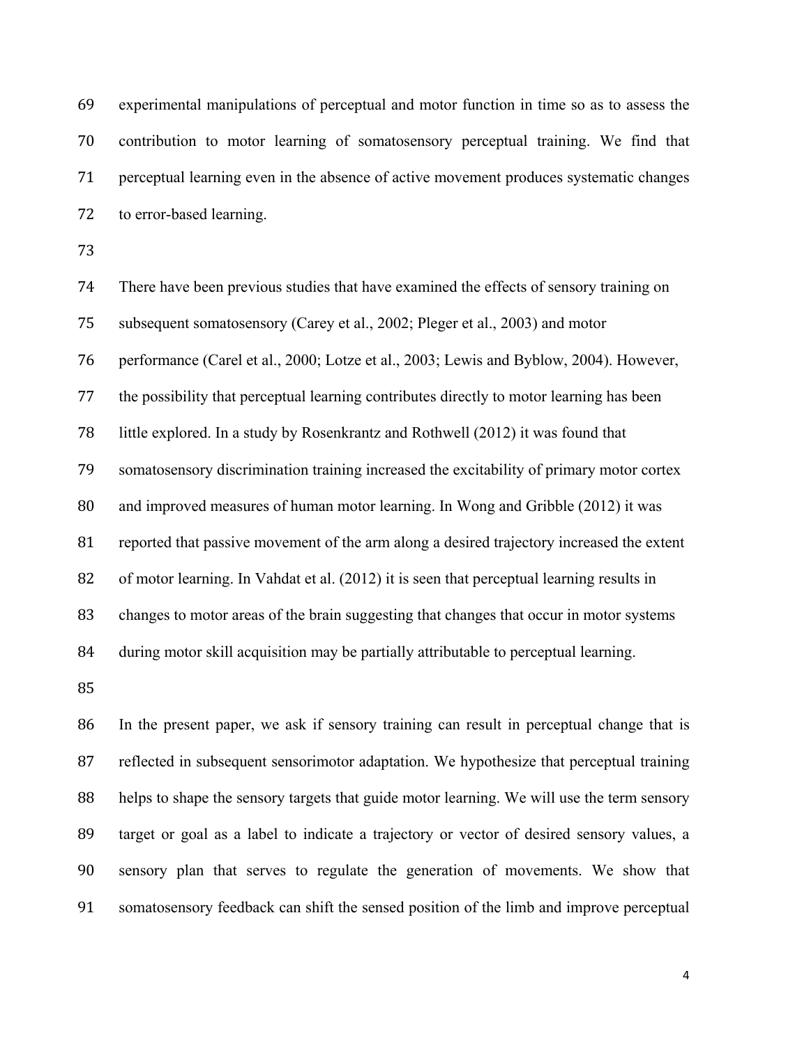experimental manipulations of perceptual and motor function in time so as to assess the contribution to motor learning of somatosensory perceptual training. We find that perceptual learning even in the absence of active movement produces systematic changes to error-based learning.

There have been previous studies that have examined the effects of sensory training on subsequent somatosensory (Carey et al., 2002; Pleger et al., 2003) and motor performance (Carel et al., 2000; Lotze et al., 2003; Lewis and Byblow, 2004). However, the possibility that perceptual learning contributes directly to motor learning has been little explored. In a study by Rosenkrantz and Rothwell (2012) it was found that somatosensory discrimination training increased the excitability of primary motor cortex and improved measures of human motor learning. In Wong and Gribble (2012) it was reported that passive movement of the arm along a desired trajectory increased the extent of motor learning. In Vahdat et al. (2012) it is seen that perceptual learning results in changes to motor areas of the brain suggesting that changes that occur in motor systems during motor skill acquisition may be partially attributable to perceptual learning.

In the present paper, we ask if sensory training can result in perceptual change that is reflected in subsequent sensorimotor adaptation. We hypothesize that perceptual training helps to shape the sensory targets that guide motor learning. We will use the term sensory target or goal as a label to indicate a trajectory or vector of desired sensory values, a sensory plan that serves to regulate the generation of movements. We show that somatosensory feedback can shift the sensed position of the limb and improve perceptual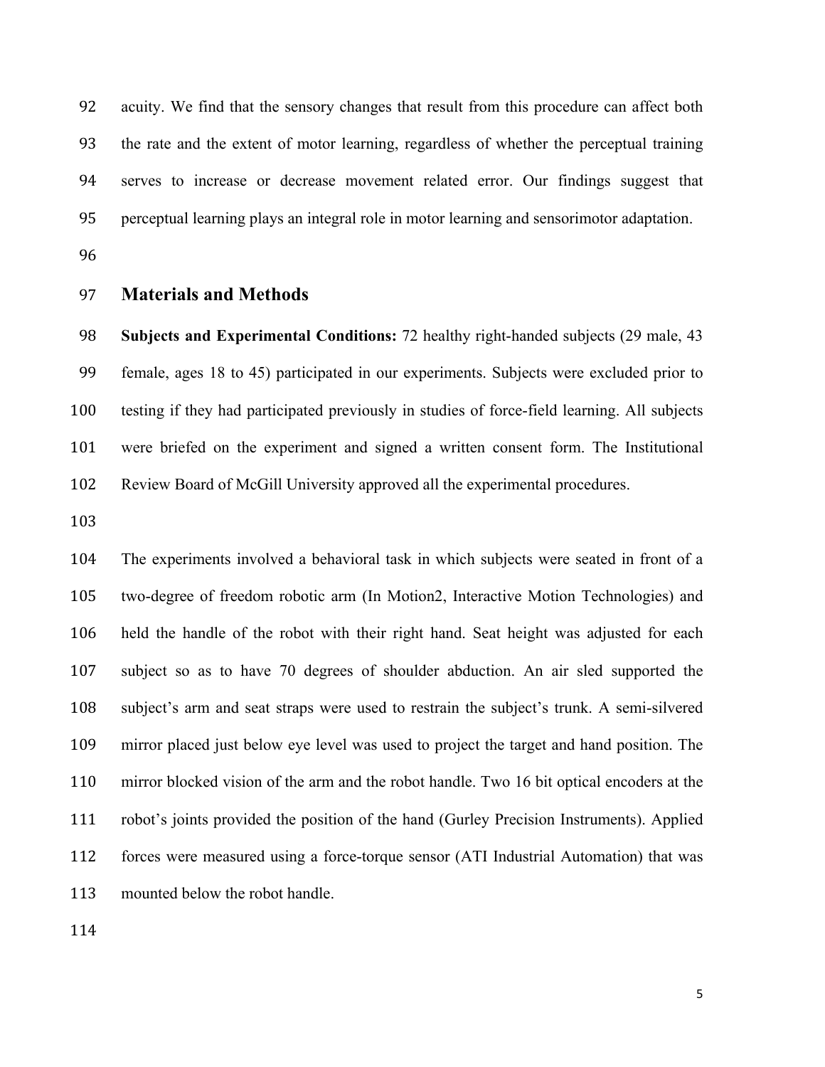acuity. We find that the sensory changes that result from this procedure can affect both the rate and the extent of motor learning, regardless of whether the perceptual training serves to increase or decrease movement related error. Our findings suggest that perceptual learning plays an integral role in motor learning and sensorimotor adaptation.

## Materials and Methods

**Subjects and Experimental Conditions:** 72 healthy right-handed subjects (29 male, 43 female, ages 18 to 45) participated in our experiments. Subjects were excluded prior to testing if they had participated previously in studies of force-field learning. All subjects were briefed on the experiment and signed a written consent form. The Institutional Review Board of McGill University approved all the experimental procedures.

The experiments involved a behavioral task in which subjects were seated in front of a two-degree of freedom robotic arm (In Motion2, Interactive Motion Technologies) and held the handle of the robot with their right hand. Seat height was adjusted for each subject so as to have 70 degrees of shoulder abduction. An air sled supported the subject's arm and seat straps were used to restrain the subject's trunk. A semi-silvered mirror placed just below eye level was used to project the target and hand position. The mirror blocked vision of the arm and the robot handle. Two 16 bit optical encoders at the robot's joints provided the position of the hand (Gurley Precision Instruments). Applied forces were measured using a force-torque sensor (ATI Industrial Automation) that was mounted below the robot handle.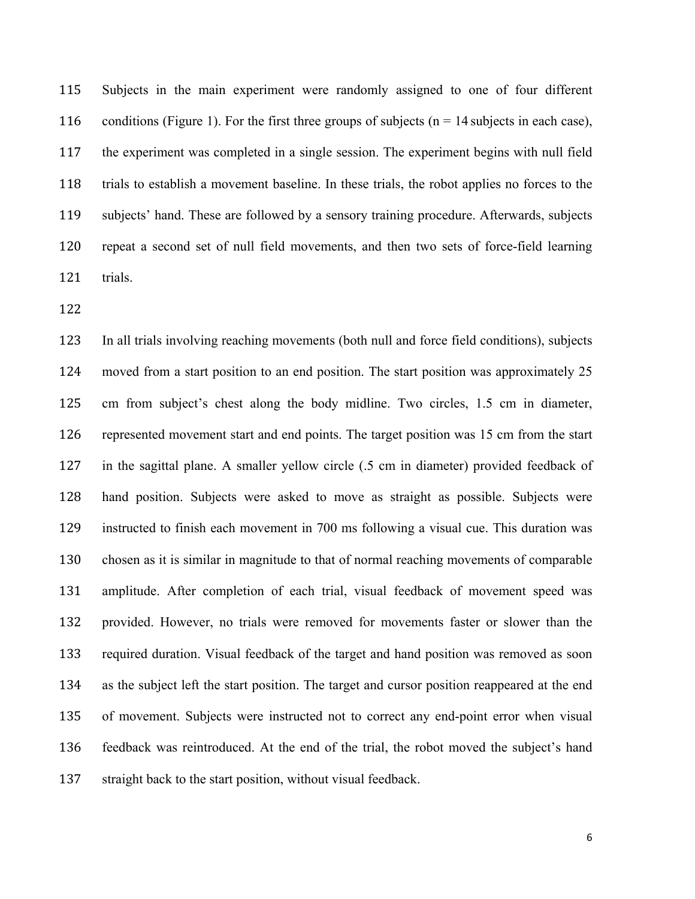Subjects in the main experiment were randomly assigned to one of four different conditions (Figure 1). For the first three groups of subjects (n = 14 subjects in each case), the experiment was completed in a single session. The experiment begins with null field trials to establish a movement baseline. In these trials, the robot applies no forces to the subjects' hand. These are followed by a sensory training procedure. Afterwards, subjects repeat a second set of null field movements, and then two sets of force-field learning trials.

In all trials involving reaching movements (both null and force field conditions), subjects moved from a start position to an end position. The start position was approximately 25 cm from subject's chest along the body midline. Two circles, 1.5 cm in diameter, represented movement start and end points. The target position was 15 cm from the start in the sagittal plane. A smaller yellow circle (.5 cm in diameter) provided feedback of hand position. Subjects were asked to move as straight as possible. Subjects were instructed to finish each movement in 700 ms following a visual cue. This duration was chosen as it is similar in magnitude to that of normal reaching movements of comparable amplitude. After completion of each trial, visual feedback of movement speed was provided. However, no trials were removed for movements faster or slower than the required duration. Visual feedback of the target and hand position was removed as soon as the subject left the start position. The target and cursor position reappeared at the end of movement. Subjects were instructed not to correct any end-point error when visual feedback was reintroduced. At the end of the trial, the robot moved the subject's hand straight back to the start position, without visual feedback.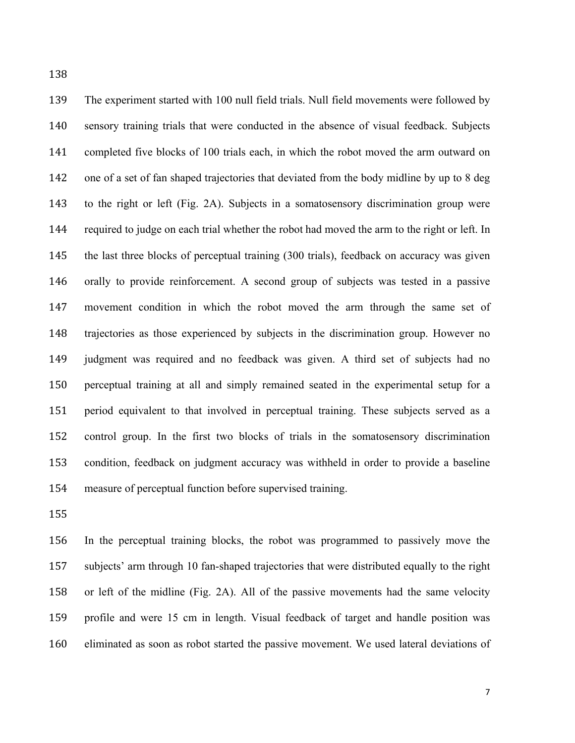The experiment started with 100 null field trials. Null field movements were followed by sensory training trials that were conducted in the absence of visual feedback. Subjects completed five blocks of 100 trials each, in which the robot moved the arm outward on one of a set of fan shaped trajectories that deviated from the body midline by up to 8 deg to the right or left (Fig. 2A). Subjects in a somatosensory discrimination group were required to judge on each trial whether the robot had moved the arm to the right or left. In the last three blocks of perceptual training (300 trials), feedback on accuracy was given orally to provide reinforcement. A second group of subjects was tested in a passive movement condition in which the robot moved the arm through the same set of trajectories as those experienced by subjects in the discrimination group. However no judgment was required and no feedback was given. A third set of subjects had no perceptual training at all and simply remained seated in the experimental setup for a period equivalent to that involved in perceptual training. These subjects served as a control group. In the first two blocks of trials in the somatosensory discrimination condition, feedback on judgment accuracy was withheld in order to provide a baseline measure of perceptual function before supervised training.

In the perceptual training blocks, the robot was programmed to passively move the subjects' arm through 10 fan-shaped trajectories that were distributed equally to the right or left of the midline (Fig. 2A). All of the passive movements had the same velocity profile and were 15 cm in length. Visual feedback of target and handle position was eliminated as soon as robot started the passive movement. We used lateral deviations of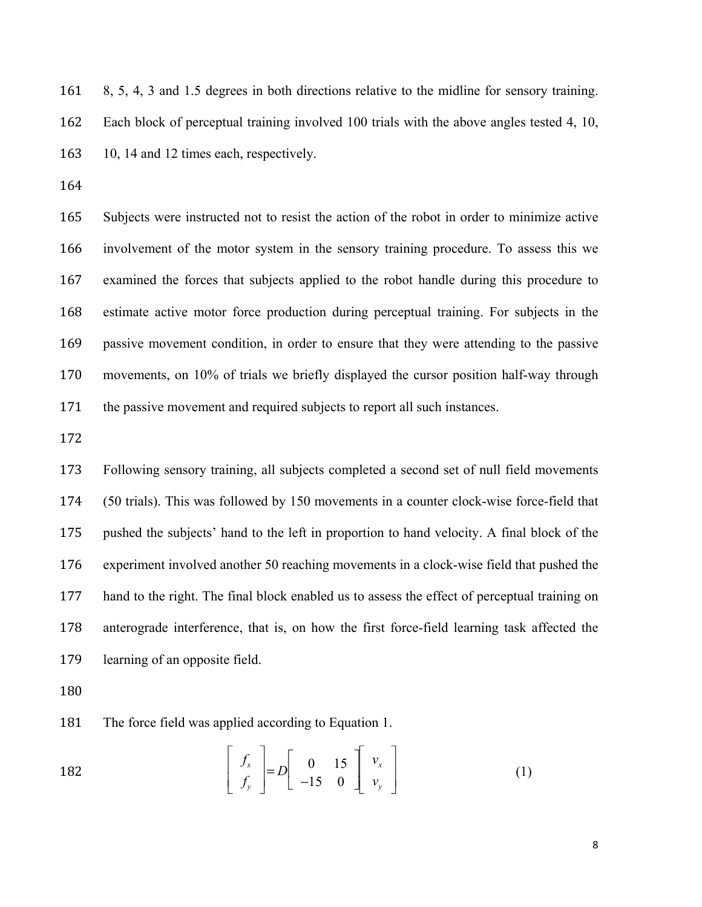8, 5, 4, 3 and 1.5 degrees in both directions relative to the midline for sensory training. Each block of perceptual training involved 100 trials with the above angles tested 4, 10, 10, 14 and 12 times each, respectively.

Subjects were instructed not to resist the action of the robot in order to minimize active involvement of the motor system in the sensory training procedure. To assess this we examined the forces that subjects applied to the robot handle during this procedure to estimate active motor force production during perceptual training. For subjects in the passive movement condition, in order to ensure that they were attending to the passive movements, on 10% of trials we briefly displayed the cursor position half-way through the passive movement and required subjects to report all such instances.

Following sensory training, all subjects completed a second set of null field movements (50 trials). This was followed by 150 movements in a counter clock-wise force-field that pushed the subjects' hand to the left in proportion to hand velocity. A final block of the experiment involved another 50 reaching movements in a clock-wise field that pushed the hand to the right. The final block enabled us to assess the effect of perceptual training on anterograde interference, that is, on how the first force-field learning task affected the learning of an opposite field.

The force field was applied according to Equation 1.

$$\begin{bmatrix} f_x \\ f_y \end{bmatrix} = D \begin{bmatrix} 0 & 15 \\ -15 & 0 \end{bmatrix} \begin{bmatrix} v_x \\ v_y \end{bmatrix} \tag{1}$$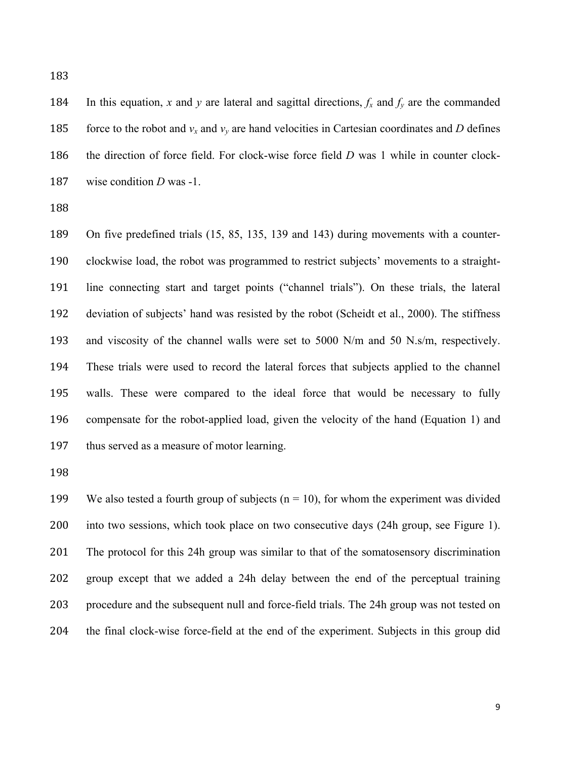In this equation, $x$ and $y$ are lateral and sagittal directions, $f_x$ and $f_y$ are the commanded force to the robot and $v_x$ and $v_y$ are hand velocities in Cartesian coordinates and $D$ defines the direction of force field. For clock-wise force field $D$ was 1 while in counter clock-wise condition $D$ was -1.

On five predefined trials (15, 85, 135, 139 and 143) during movements with a counter-clockwise load, the robot was programmed to restrict subjects' movements to a straight-line connecting start and target points ("channel trials"). On these trials, the lateral deviation of subjects' hand was resisted by the robot (Scheidt et al., 2000). The stiffness and viscosity of the channel walls were set to 5000 N/m and 50 N.s/m, respectively. These trials were used to record the lateral forces that subjects applied to the channel walls. These were compared to the ideal force that would be necessary to fully compensate for the robot-applied load, given the velocity of the hand (Equation 1) and thus served as a measure of motor learning.

We also tested a fourth group of subjects ($n = 10$), for whom the experiment was divided into two sessions, which took place on two consecutive days (24h group, see Figure 1). The protocol for this 24h group was similar to that of the somatosensory discrimination group except that we added a 24h delay between the end of the perceptual training procedure and the subsequent null and force-field trials. The 24h group was not tested on the final clock-wise force-field at the end of the experiment. Subjects in this group did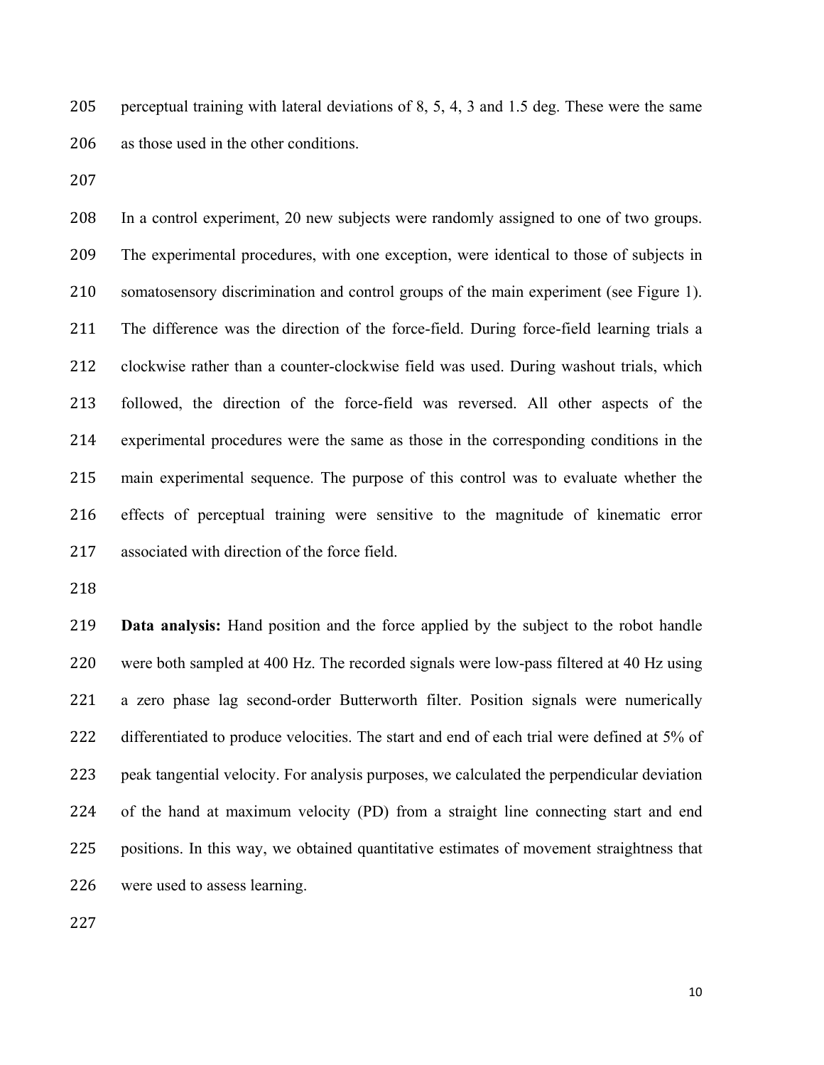perceptual training with lateral deviations of 8, 5, 4, 3 and 1.5 deg. These were the same as those used in the other conditions.

In a control experiment, 20 new subjects were randomly assigned to one of two groups. The experimental procedures, with one exception, were identical to those of subjects in somatosensory discrimination and control groups of the main experiment (see Figure 1). The difference was the direction of the force-field. During force-field learning trials a clockwise rather than a counter-clockwise field was used. During washout trials, which followed, the direction of the force-field was reversed. All other aspects of the experimental procedures were the same as those in the corresponding conditions in the main experimental sequence. The purpose of this control was to evaluate whether the effects of perceptual training were sensitive to the magnitude of kinematic error associated with direction of the force field.

**Data analysis:** Hand position and the force applied by the subject to the robot handle were both sampled at 400 Hz. The recorded signals were low-pass filtered at 40 Hz using a zero phase lag second-order Butterworth filter. Position signals were numerically differentiated to produce velocities. The start and end of each trial were defined at 5% of peak tangential velocity. For analysis purposes, we calculated the perpendicular deviation of the hand at maximum velocity (PD) from a straight line connecting start and end positions. In this way, we obtained quantitative estimates of movement straightness that were used to assess learning.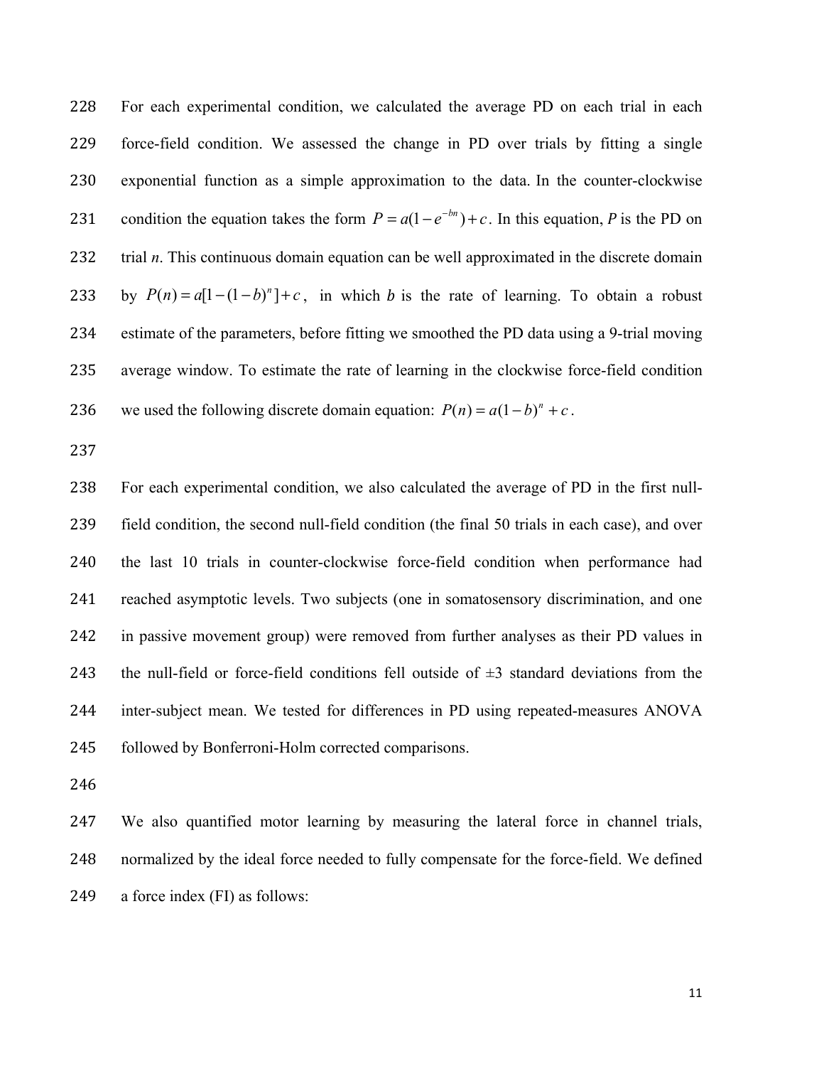For each experimental condition, we calculated the average PD on each trial in each force-field condition. We assessed the change in PD over trials by fitting a single exponential function as a simple approximation to the data. In the counter-clockwise condition the equation takes the form $P = a(1 - e^{-bn}) + c$. In this equation, *P* is the PD on trial *n*. This continuous domain equation can be well approximated in the discrete domain by $P(n) = a[1 - (1 - b)^n] + c$, in which *b* is the rate of learning. To obtain a robust estimate of the parameters, before fitting we smoothed the PD data using a 9-trial moving average window. To estimate the rate of learning in the clockwise force-field condition we used the following discrete domain equation: $P(n) = a(1 - b)^n + c$.

For each experimental condition, we also calculated the average of PD in the first null-field condition, the second null-field condition (the final 50 trials in each case), and over the last 10 trials in counter-clockwise force-field condition when performance had reached asymptotic levels. Two subjects (one in somatosensory discrimination, and one in passive movement group) were removed from further analyses as their PD values in the null-field or force-field conditions fell outside of ±3 standard deviations from the inter-subject mean. We tested for differences in PD using repeated-measures ANOVA followed by Bonferroni-Holm corrected comparisons.

We also quantified motor learning by measuring the lateral force in channel trials, normalized by the ideal force needed to fully compensate for the force-field. We defined a force index (FI) as follows: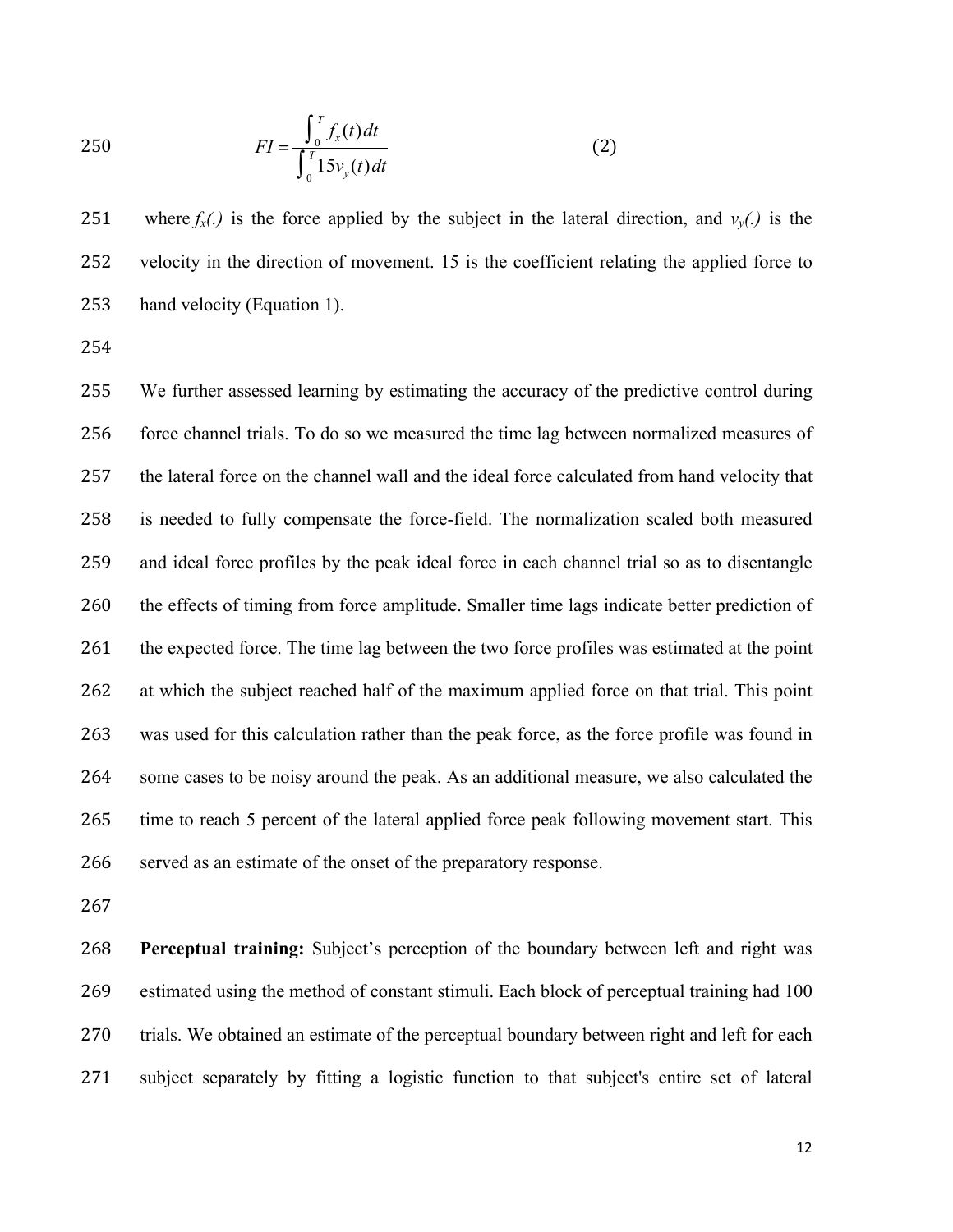$$FI = \frac{\int_0^T f_x(t)\,dt}{\int_0^T 15 v_y(t)\,dt} \qquad (2)$$

where $f_x(.)$ is the force applied by the subject in the lateral direction, and $v_y(.)$ is the velocity in the direction of movement. 15 is the coefficient relating the applied force to hand velocity (Equation 1).

We further assessed learning by estimating the accuracy of the predictive control during force channel trials. To do so we measured the time lag between normalized measures of the lateral force on the channel wall and the ideal force calculated from hand velocity that is needed to fully compensate the force-field. The normalization scaled both measured and ideal force profiles by the peak ideal force in each channel trial so as to disentangle the effects of timing from force amplitude. Smaller time lags indicate better prediction of the expected force. The time lag between the two force profiles was estimated at the point at which the subject reached half of the maximum applied force on that trial. This point was used for this calculation rather than the peak force, as the force profile was found in some cases to be noisy around the peak. As an additional measure, we also calculated the time to reach 5 percent of the lateral applied force peak following movement start. This served as an estimate of the onset of the preparatory response.

**Perceptual training:** Subject's perception of the boundary between left and right was estimated using the method of constant stimuli. Each block of perceptual training had 100 trials. We obtained an estimate of the perceptual boundary between right and left for each subject separately by fitting a logistic function to that subject's entire set of lateral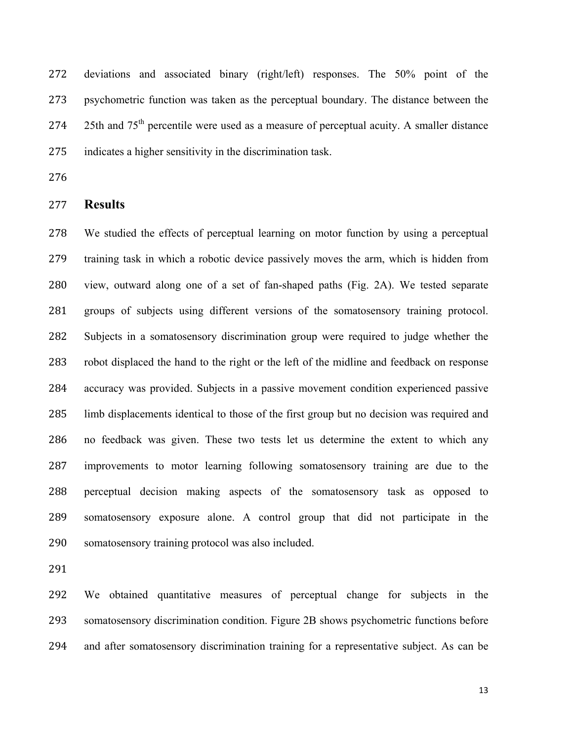deviations and associated binary (right/left) responses. The 50% point of the psychometric function was taken as the perceptual boundary. The distance between the 25th and 75th percentile were used as a measure of perceptual acuity. A smaller distance indicates a higher sensitivity in the discrimination task.

## Results

We studied the effects of perceptual learning on motor function by using a perceptual training task in which a robotic device passively moves the arm, which is hidden from view, outward along one of a set of fan-shaped paths (Fig. 2A). We tested separate groups of subjects using different versions of the somatosensory training protocol. Subjects in a somatosensory discrimination group were required to judge whether the robot displaced the hand to the right or the left of the midline and feedback on response accuracy was provided. Subjects in a passive movement condition experienced passive limb displacements identical to those of the first group but no decision was required and no feedback was given. These two tests let us determine the extent to which any improvements to motor learning following somatosensory training are due to the perceptual decision making aspects of the somatosensory task as opposed to somatosensory exposure alone. A control group that did not participate in the somatosensory training protocol was also included.

We obtained quantitative measures of perceptual change for subjects in the somatosensory discrimination condition. Figure 2B shows psychometric functions before and after somatosensory discrimination training for a representative subject. As can be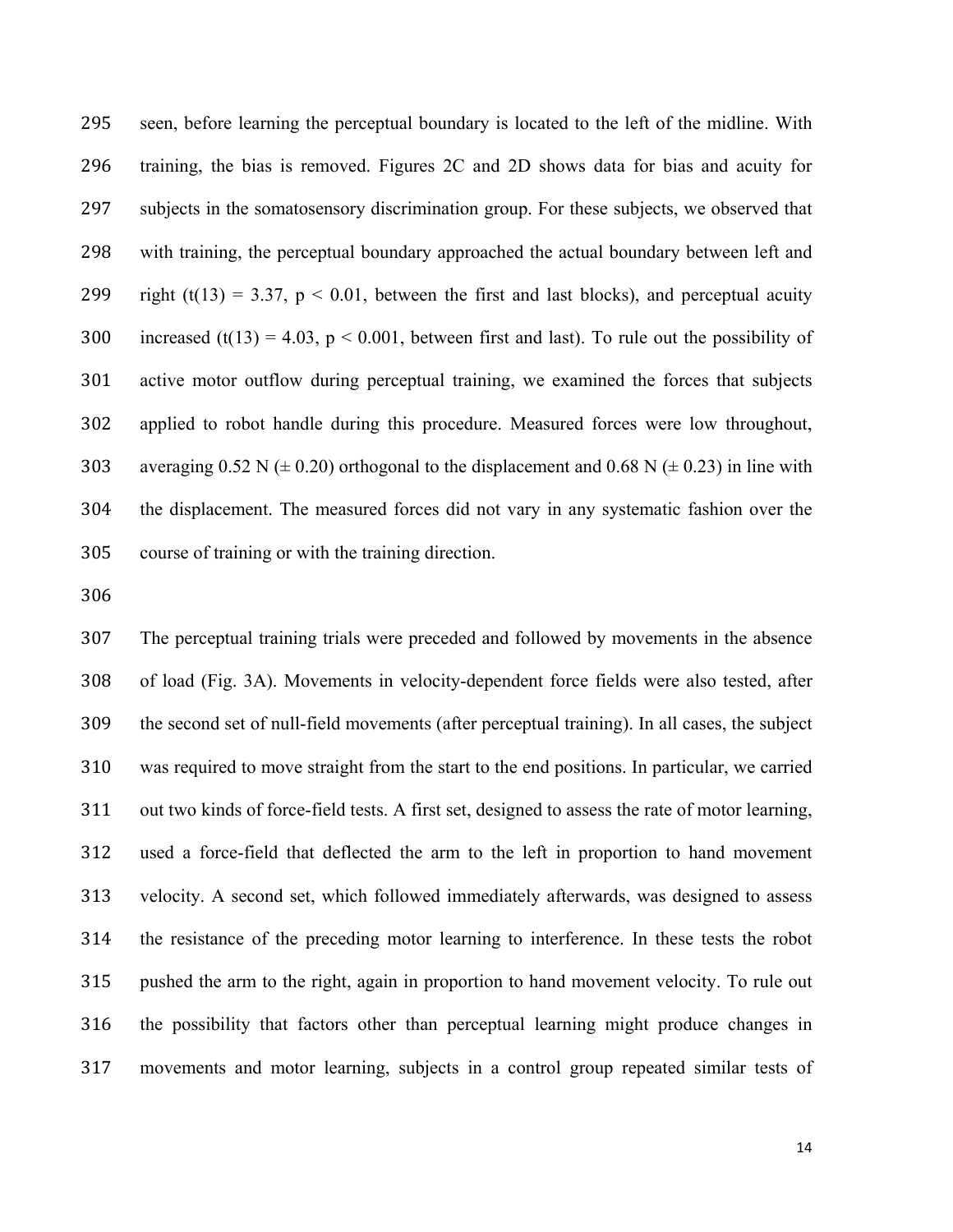seen, before learning the perceptual boundary is located to the left of the midline. With training, the bias is removed. Figures 2C and 2D shows data for bias and acuity for subjects in the somatosensory discrimination group. For these subjects, we observed that with training, the perceptual boundary approached the actual boundary between left and right ($t(13) = 3.37$, $p < 0.01$, between the first and last blocks), and perceptual acuity increased ($t(13) = 4.03$, $p < 0.001$, between first and last). To rule out the possibility of active motor outflow during perceptual training, we examined the forces that subjects applied to robot handle during this procedure. Measured forces were low throughout, averaging 0.52 N (± 0.20) orthogonal to the displacement and 0.68 N (± 0.23) in line with the displacement. The measured forces did not vary in any systematic fashion over the course of training or with the training direction.

The perceptual training trials were preceded and followed by movements in the absence of load (Fig. 3A). Movements in velocity-dependent force fields were also tested, after the second set of null-field movements (after perceptual training). In all cases, the subject was required to move straight from the start to the end positions. In particular, we carried out two kinds of force-field tests. A first set, designed to assess the rate of motor learning, used a force-field that deflected the arm to the left in proportion to hand movement velocity. A second set, which followed immediately afterwards, was designed to assess the resistance of the preceding motor learning to interference. In these tests the robot pushed the arm to the right, again in proportion to hand movement velocity. To rule out the possibility that factors other than perceptual learning might produce changes in movements and motor learning, subjects in a control group repeated similar tests of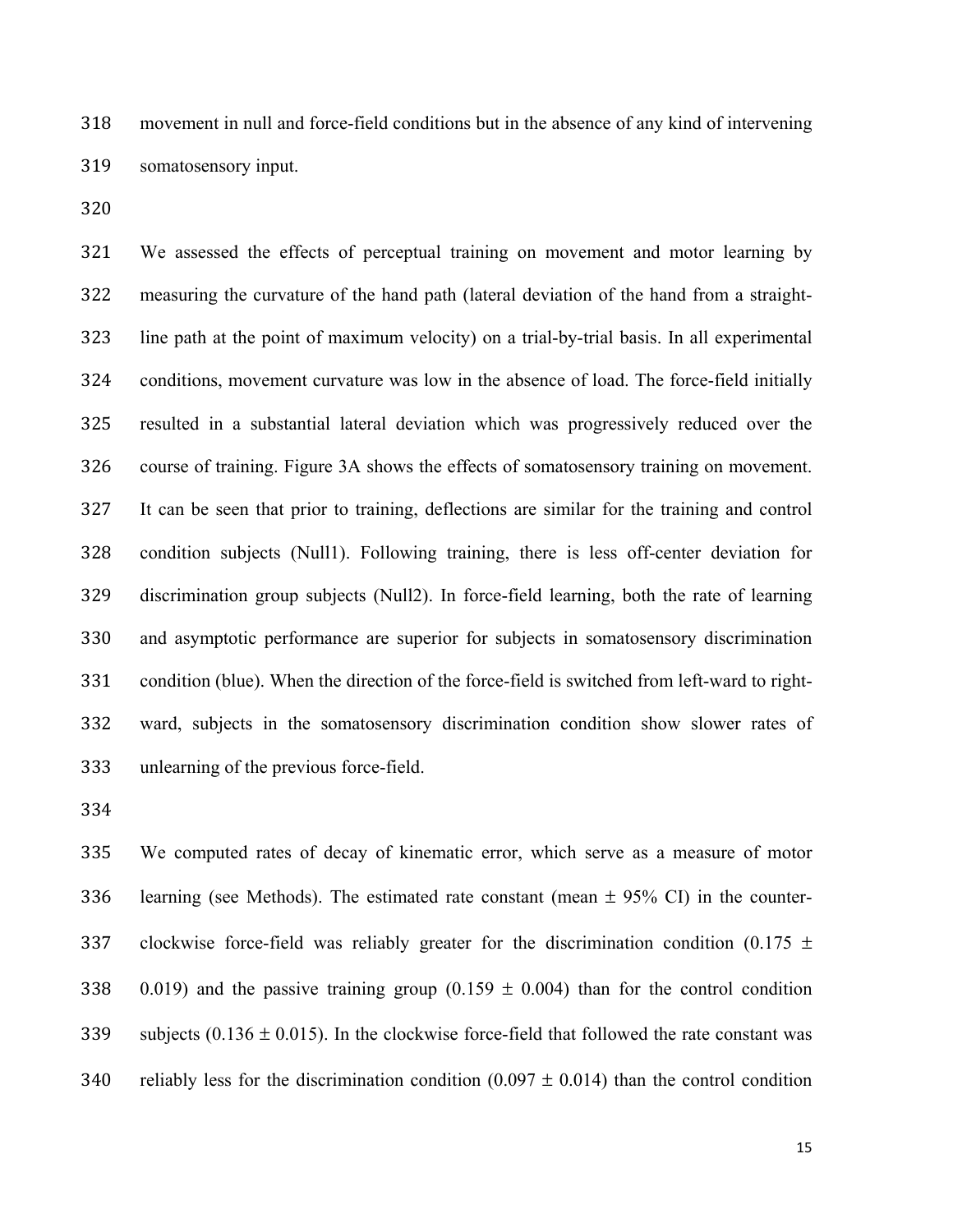movement in null and force-field conditions but in the absence of any kind of intervening somatosensory input.

We assessed the effects of perceptual training on movement and motor learning by measuring the curvature of the hand path (lateral deviation of the hand from a straight-line path at the point of maximum velocity) on a trial-by-trial basis. In all experimental conditions, movement curvature was low in the absence of load. The force-field initially resulted in a substantial lateral deviation which was progressively reduced over the course of training. Figure 3A shows the effects of somatosensory training on movement. It can be seen that prior to training, deflections are similar for the training and control condition subjects (Null1). Following training, there is less off-center deviation for discrimination group subjects (Null2). In force-field learning, both the rate of learning and asymptotic performance are superior for subjects in somatosensory discrimination condition (blue). When the direction of the force-field is switched from left-ward to right-ward, subjects in the somatosensory discrimination condition show slower rates of unlearning of the previous force-field.

We computed rates of decay of kinematic error, which serve as a measure of motor learning (see Methods). The estimated rate constant (mean $\pm$ 95% CI) in the counter-clockwise force-field was reliably greater for the discrimination condition ($0.175 \pm 0.019$) and the passive training group ($0.159 \pm 0.004$) than for the control condition subjects ($0.136 \pm 0.015$). In the clockwise force-field that followed the rate constant was reliably less for the discrimination condition ($0.097 \pm 0.014$) than the control condition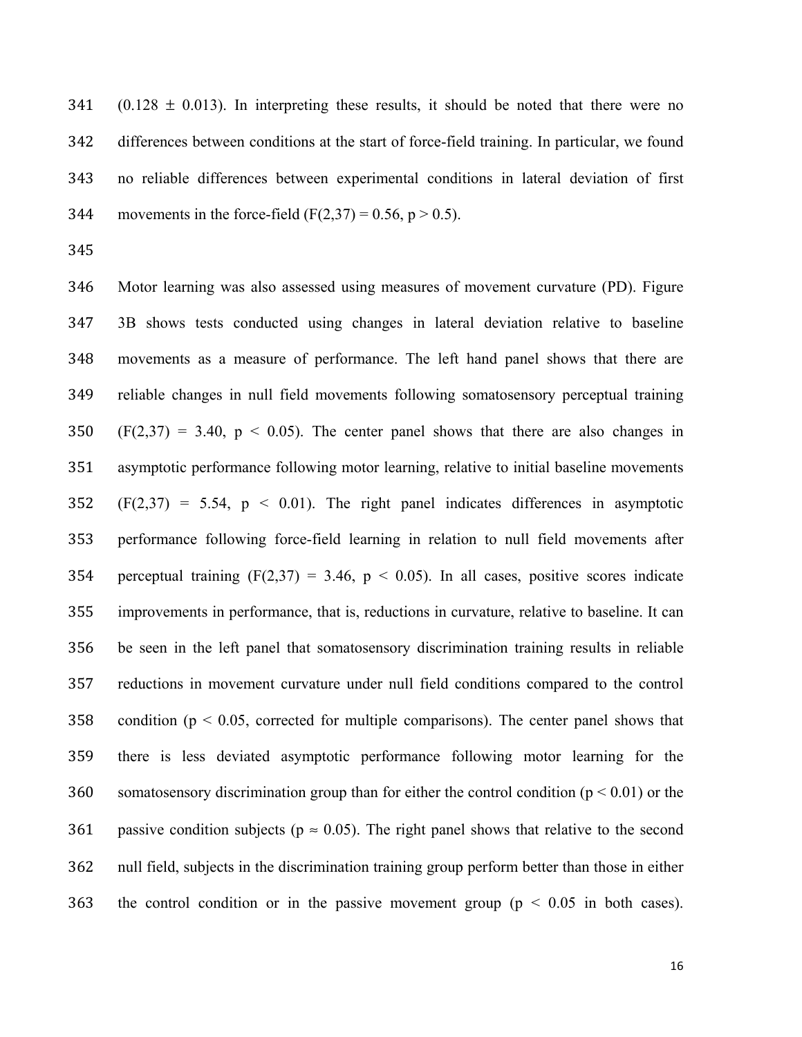(0.128 ± 0.013). In interpreting these results, it should be noted that there were no differences between conditions at the start of force-field training. In particular, we found no reliable differences between experimental conditions in lateral deviation of first movements in the force-field ($F(2,37) = 0.56$, $p > 0.5$).

Motor learning was also assessed using measures of movement curvature (PD). Figure 3B shows tests conducted using changes in lateral deviation relative to baseline movements as a measure of performance. The left hand panel shows that there are reliable changes in null field movements following somatosensory perceptual training ($F(2,37) = 3.40$, $p < 0.05$). The center panel shows that there are also changes in asymptotic performance following motor learning, relative to initial baseline movements ($F(2,37) = 5.54$, $p < 0.01$). The right panel indicates differences in asymptotic performance following force-field learning in relation to null field movements after perceptual training ($F(2,37) = 3.46$, $p < 0.05$). In all cases, positive scores indicate improvements in performance, that is, reductions in curvature, relative to baseline. It can be seen in the left panel that somatosensory discrimination training results in reliable reductions in movement curvature under null field conditions compared to the control condition ($p < 0.05$, corrected for multiple comparisons). The center panel shows that there is less deviated asymptotic performance following motor learning for the somatosensory discrimination group than for either the control condition ($p < 0.01$) or the passive condition subjects ($p \approx 0.05$). The right panel shows that relative to the second null field, subjects in the discrimination training group perform better than those in either the control condition or in the passive movement group ($p < 0.05$ in both cases).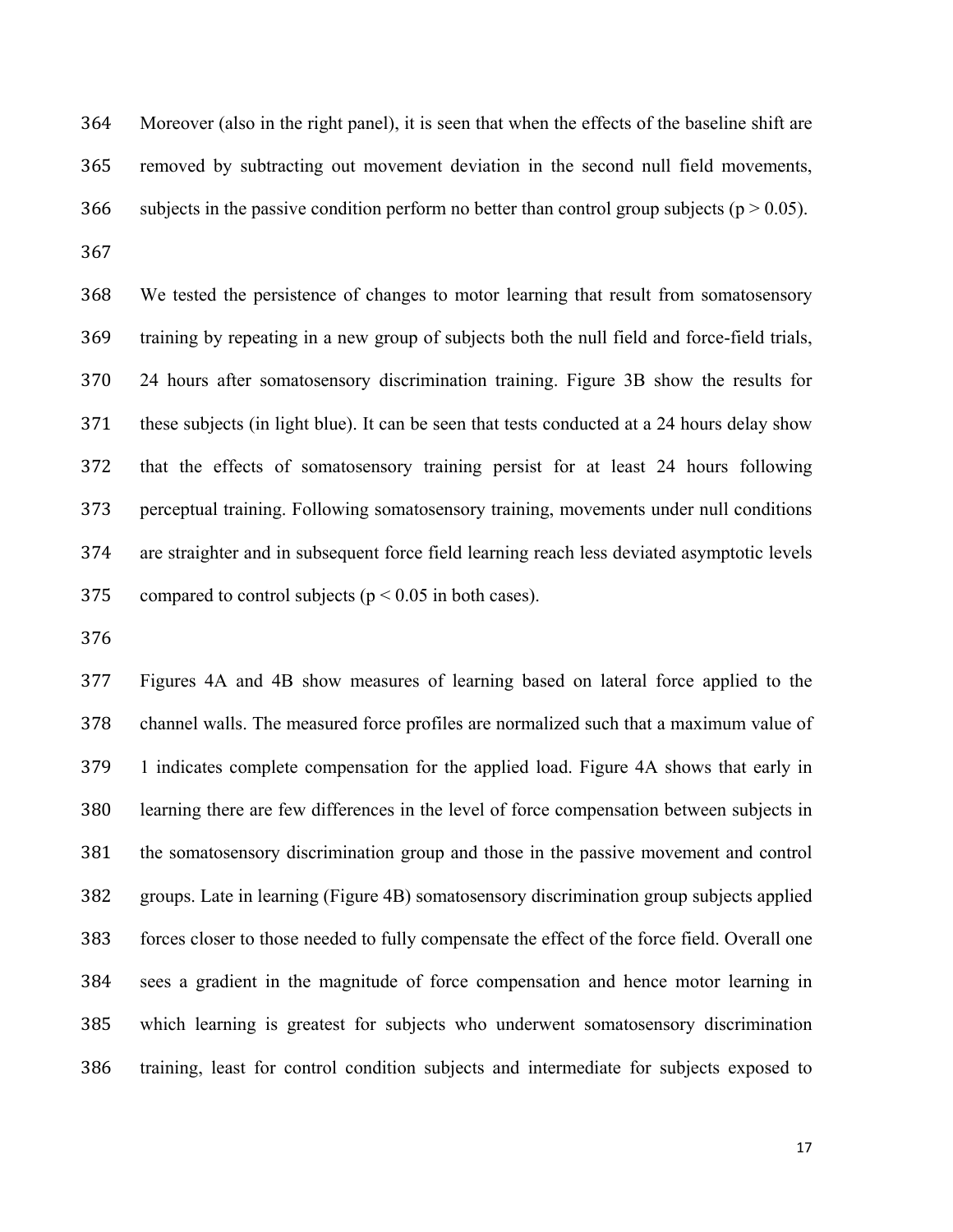Moreover (also in the right panel), it is seen that when the effects of the baseline shift are removed by subtracting out movement deviation in the second null field movements, subjects in the passive condition perform no better than control group subjects ($p > 0.05$).

We tested the persistence of changes to motor learning that result from somatosensory training by repeating in a new group of subjects both the null field and force-field trials, 24 hours after somatosensory discrimination training. Figure 3B show the results for these subjects (in light blue). It can be seen that tests conducted at a 24 hours delay show that the effects of somatosensory training persist for at least 24 hours following perceptual training. Following somatosensory training, movements under null conditions are straighter and in subsequent force field learning reach less deviated asymptotic levels compared to control subjects ($p < 0.05$ in both cases).

Figures 4A and 4B show measures of learning based on lateral force applied to the channel walls. The measured force profiles are normalized such that a maximum value of 1 indicates complete compensation for the applied load. Figure 4A shows that early in learning there are few differences in the level of force compensation between subjects in the somatosensory discrimination group and those in the passive movement and control groups. Late in learning (Figure 4B) somatosensory discrimination group subjects applied forces closer to those needed to fully compensate the effect of the force field. Overall one sees a gradient in the magnitude of force compensation and hence motor learning in which learning is greatest for subjects who underwent somatosensory discrimination training, least for control condition subjects and intermediate for subjects exposed to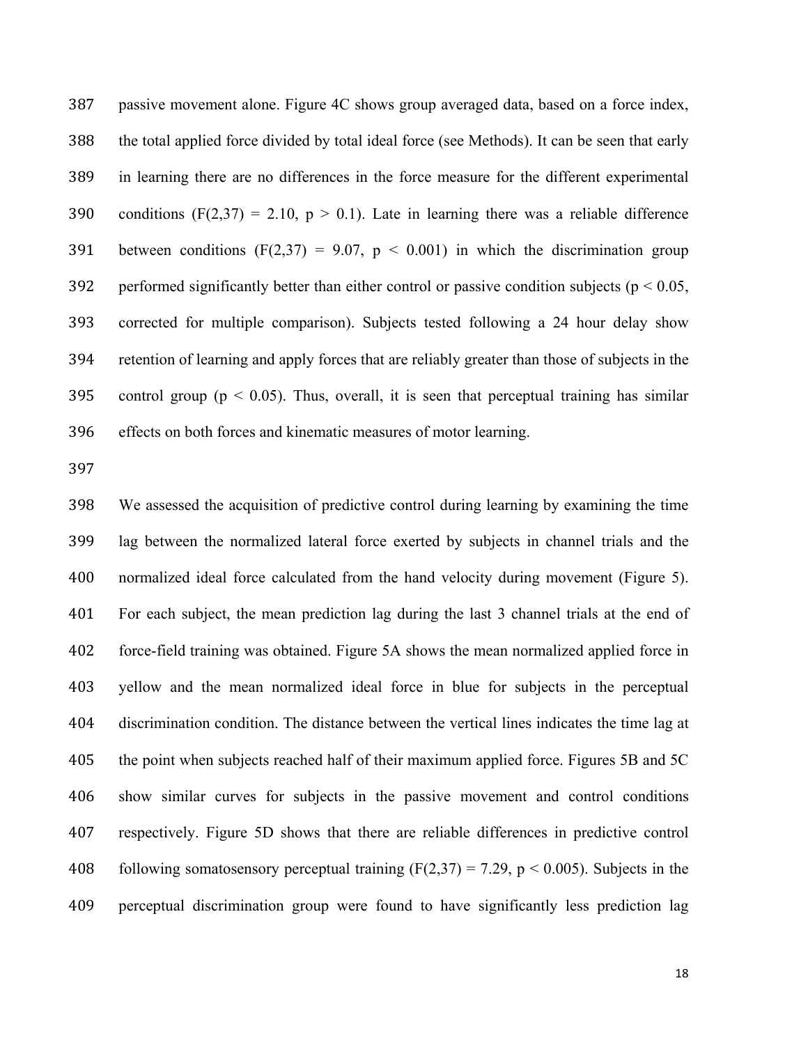passive movement alone. Figure 4C shows group averaged data, based on a force index, the total applied force divided by total ideal force (see Methods). It can be seen that early in learning there are no differences in the force measure for the different experimental conditions ($F(2,37) = 2.10$, $p > 0.1$). Late in learning there was a reliable difference between conditions ($F(2,37) = 9.07$, $p < 0.001$) in which the discrimination group performed significantly better than either control or passive condition subjects ($p < 0.05$, corrected for multiple comparison). Subjects tested following a 24 hour delay show retention of learning and apply forces that are reliably greater than those of subjects in the control group ($p < 0.05$). Thus, overall, it is seen that perceptual training has similar effects on both forces and kinematic measures of motor learning.

We assessed the acquisition of predictive control during learning by examining the time lag between the normalized lateral force exerted by subjects in channel trials and the normalized ideal force calculated from the hand velocity during movement (Figure 5). For each subject, the mean prediction lag during the last 3 channel trials at the end of force-field training was obtained. Figure 5A shows the mean normalized applied force in yellow and the mean normalized ideal force in blue for subjects in the perceptual discrimination condition. The distance between the vertical lines indicates the time lag at the point when subjects reached half of their maximum applied force. Figures 5B and 5C show similar curves for subjects in the passive movement and control conditions respectively. Figure 5D shows that there are reliable differences in predictive control following somatosensory perceptual training ($F(2,37) = 7.29$, $p < 0.005$). Subjects in the perceptual discrimination group were found to have significantly less prediction lag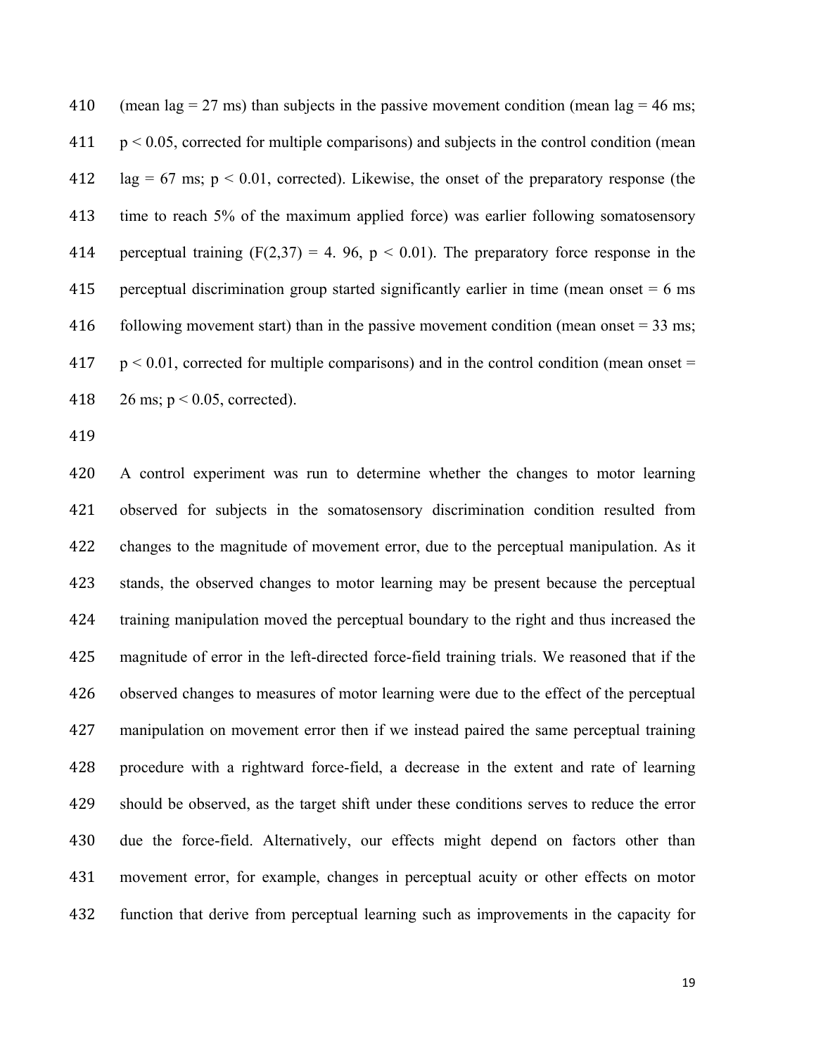(mean lag = 27 ms) than subjects in the passive movement condition (mean lag = 46 ms; $p < 0.05$, corrected for multiple comparisons) and subjects in the control condition (mean lag = 67 ms; $p < 0.01$, corrected). Likewise, the onset of the preparatory response (the time to reach 5% of the maximum applied force) was earlier following somatosensory perceptual training ($F(2,37) = 4.96$, $p < 0.01$). The preparatory force response in the perceptual discrimination group started significantly earlier in time (mean onset = 6 ms following movement start) than in the passive movement condition (mean onset = 33 ms; $p < 0.01$, corrected for multiple comparisons) and in the control condition (mean onset = 26 ms; $p < 0.05$, corrected).

A control experiment was run to determine whether the changes to motor learning observed for subjects in the somatosensory discrimination condition resulted from changes to the magnitude of movement error, due to the perceptual manipulation. As it stands, the observed changes to motor learning may be present because the perceptual training manipulation moved the perceptual boundary to the right and thus increased the magnitude of error in the left-directed force-field training trials. We reasoned that if the observed changes to measures of motor learning were due to the effect of the perceptual manipulation on movement error then if we instead paired the same perceptual training procedure with a rightward force-field, a decrease in the extent and rate of learning should be observed, as the target shift under these conditions serves to reduce the error due the force-field. Alternatively, our effects might depend on factors other than movement error, for example, changes in perceptual acuity or other effects on motor function that derive from perceptual learning such as improvements in the capacity for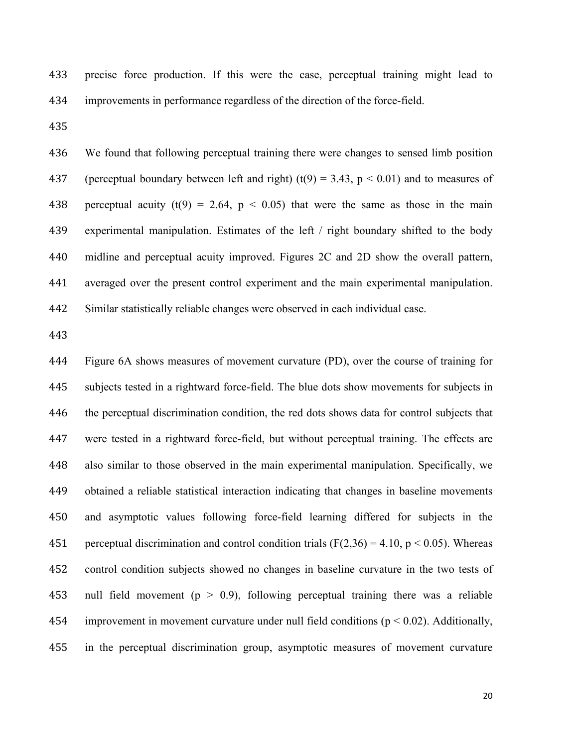precise force production. If this were the case, perceptual training might lead to improvements in performance regardless of the direction of the force-field.

We found that following perceptual training there were changes to sensed limb position (perceptual boundary between left and right) ($t(9) = 3.43$, $p < 0.01$) and to measures of perceptual acuity ($t(9) = 2.64$, $p < 0.05$) that were the same as those in the main experimental manipulation. Estimates of the left / right boundary shifted to the body midline and perceptual acuity improved. Figures 2C and 2D show the overall pattern, averaged over the present control experiment and the main experimental manipulation. Similar statistically reliable changes were observed in each individual case.

Figure 6A shows measures of movement curvature (PD), over the course of training for subjects tested in a rightward force-field. The blue dots show movements for subjects in the perceptual discrimination condition, the red dots shows data for control subjects that were tested in a rightward force-field, but without perceptual training. The effects are also similar to those observed in the main experimental manipulation. Specifically, we obtained a reliable statistical interaction indicating that changes in baseline movements and asymptotic values following force-field learning differed for subjects in the perceptual discrimination and control condition trials ($F(2,36) = 4.10$, $p < 0.05$). Whereas control condition subjects showed no changes in baseline curvature in the two tests of null field movement ($p > 0.9$), following perceptual training there was a reliable improvement in movement curvature under null field conditions ($p < 0.02$). Additionally, in the perceptual discrimination group, asymptotic measures of movement curvature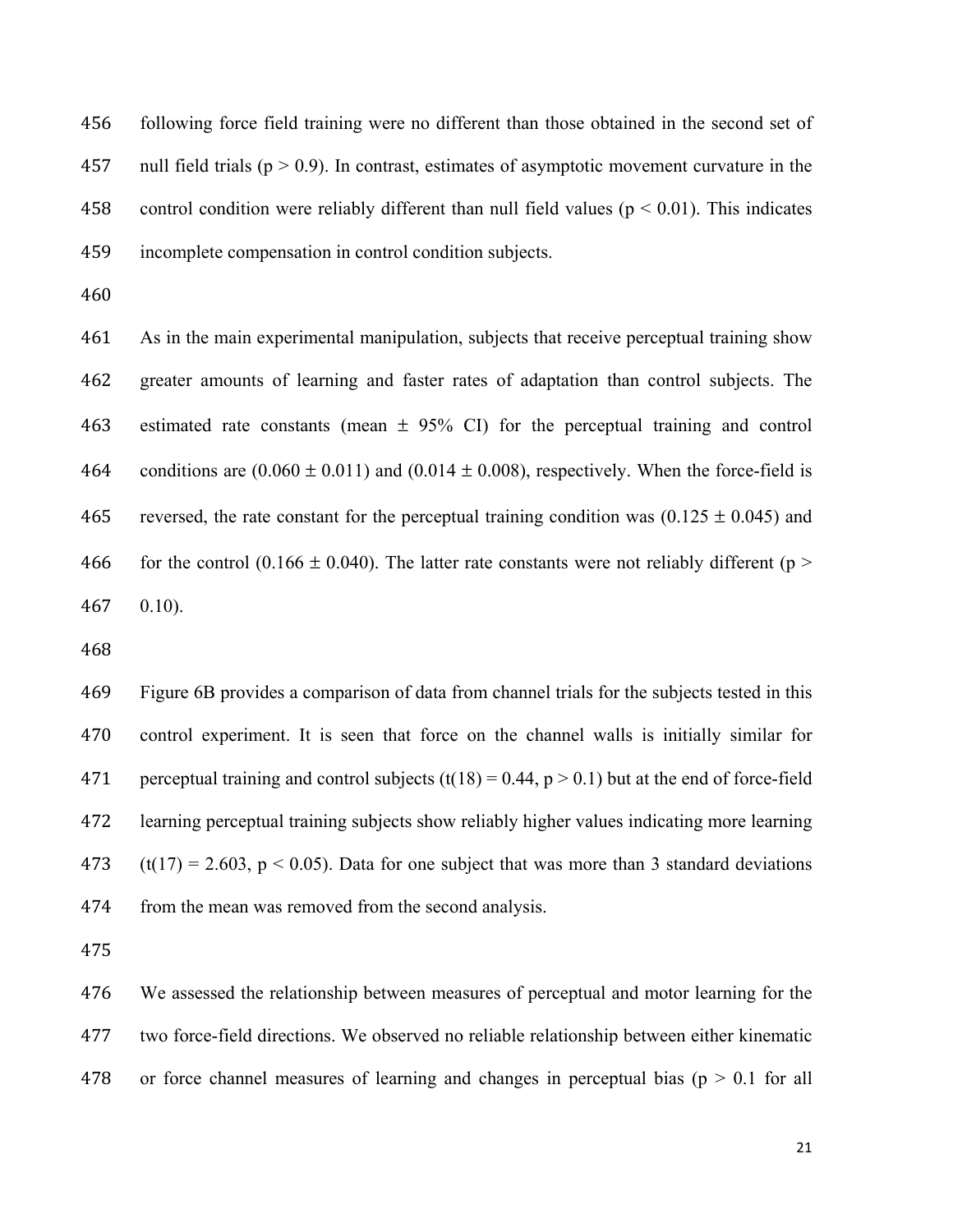following force field training were no different than those obtained in the second set of null field trials ($p > 0.9$). In contrast, estimates of asymptotic movement curvature in the control condition were reliably different than null field values ($p < 0.01$). This indicates incomplete compensation in control condition subjects.

As in the main experimental manipulation, subjects that receive perceptual training show greater amounts of learning and faster rates of adaptation than control subjects. The estimated rate constants (mean $\pm$ 95% CI) for the perceptual training and control conditions are ($0.060 \pm 0.011$) and ($0.014 \pm 0.008$), respectively. When the force-field is reversed, the rate constant for the perceptual training condition was ($0.125 \pm 0.045$) and for the control ($0.166 \pm 0.040$). The latter rate constants were not reliably different ($p > 0.10$).

Figure 6B provides a comparison of data from channel trials for the subjects tested in this control experiment. It is seen that force on the channel walls is initially similar for perceptual training and control subjects ($t(18) = 0.44$, $p > 0.1$) but at the end of force-field learning perceptual training subjects show reliably higher values indicating more learning ($t(17) = 2.603$, $p < 0.05$). Data for one subject that was more than 3 standard deviations from the mean was removed from the second analysis.

We assessed the relationship between measures of perceptual and motor learning for the two force-field directions. We observed no reliable relationship between either kinematic or force channel measures of learning and changes in perceptual bias ($p > 0.1$ for all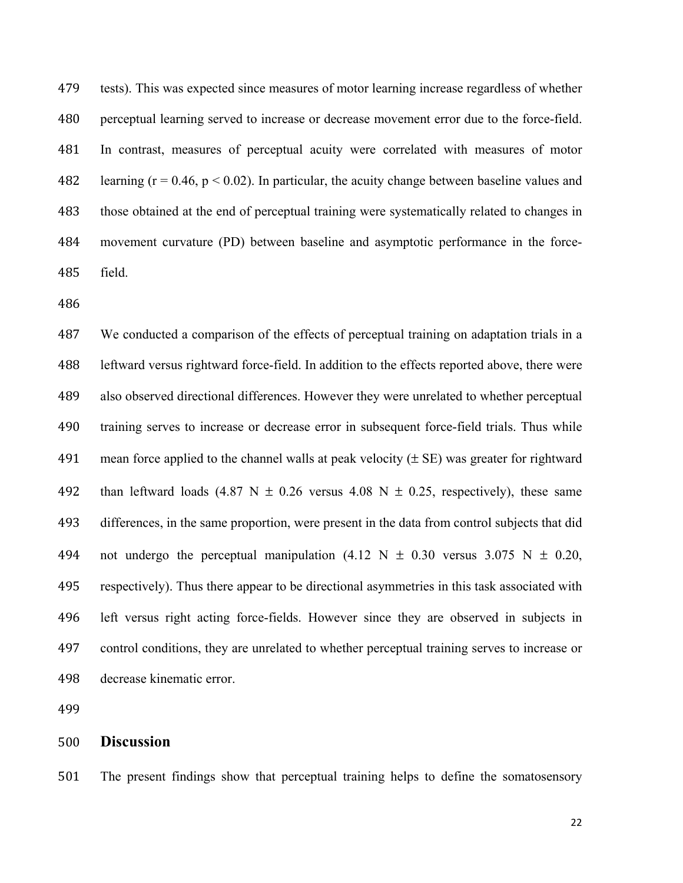tests). This was expected since measures of motor learning increase regardless of whether perceptual learning served to increase or decrease movement error due to the force-field. In contrast, measures of perceptual acuity were correlated with measures of motor learning ($r = 0.46$, $p < 0.02$). In particular, the acuity change between baseline values and those obtained at the end of perceptual training were systematically related to changes in movement curvature (PD) between baseline and asymptotic performance in the force-field.

We conducted a comparison of the effects of perceptual training on adaptation trials in a leftward versus rightward force-field. In addition to the effects reported above, there were also observed directional differences. However they were unrelated to whether perceptual training serves to increase or decrease error in subsequent force-field trials. Thus while mean force applied to the channel walls at peak velocity (± SE) was greater for rightward than leftward loads (4.87 N ± 0.26 versus 4.08 N ± 0.25, respectively), these same differences, in the same proportion, were present in the data from control subjects that did not undergo the perceptual manipulation (4.12 N ± 0.30 versus 3.075 N ± 0.20, respectively). Thus there appear to be directional asymmetries in this task associated with left versus right acting force-fields. However since they are observed in subjects in control conditions, they are unrelated to whether perceptual training serves to increase or decrease kinematic error.

## Discussion

The present findings show that perceptual training helps to define the somatosensory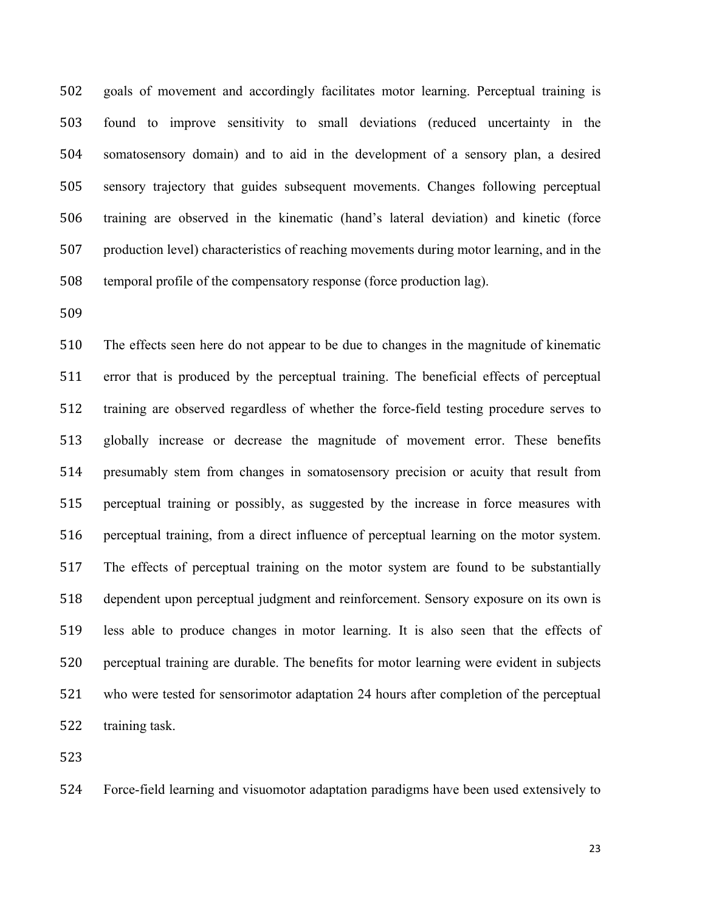goals of movement and accordingly facilitates motor learning. Perceptual training is found to improve sensitivity to small deviations (reduced uncertainty in the somatosensory domain) and to aid in the development of a sensory plan, a desired sensory trajectory that guides subsequent movements. Changes following perceptual training are observed in the kinematic (hand's lateral deviation) and kinetic (force production level) characteristics of reaching movements during motor learning, and in the temporal profile of the compensatory response (force production lag).

The effects seen here do not appear to be due to changes in the magnitude of kinematic error that is produced by the perceptual training. The beneficial effects of perceptual training are observed regardless of whether the force-field testing procedure serves to globally increase or decrease the magnitude of movement error. These benefits presumably stem from changes in somatosensory precision or acuity that result from perceptual training or possibly, as suggested by the increase in force measures with perceptual training, from a direct influence of perceptual learning on the motor system. The effects of perceptual training on the motor system are found to be substantially dependent upon perceptual judgment and reinforcement. Sensory exposure on its own is less able to produce changes in motor learning. It is also seen that the effects of perceptual training are durable. The benefits for motor learning were evident in subjects who were tested for sensorimotor adaptation 24 hours after completion of the perceptual training task.

Force-field learning and visuomotor adaptation paradigms have been used extensively to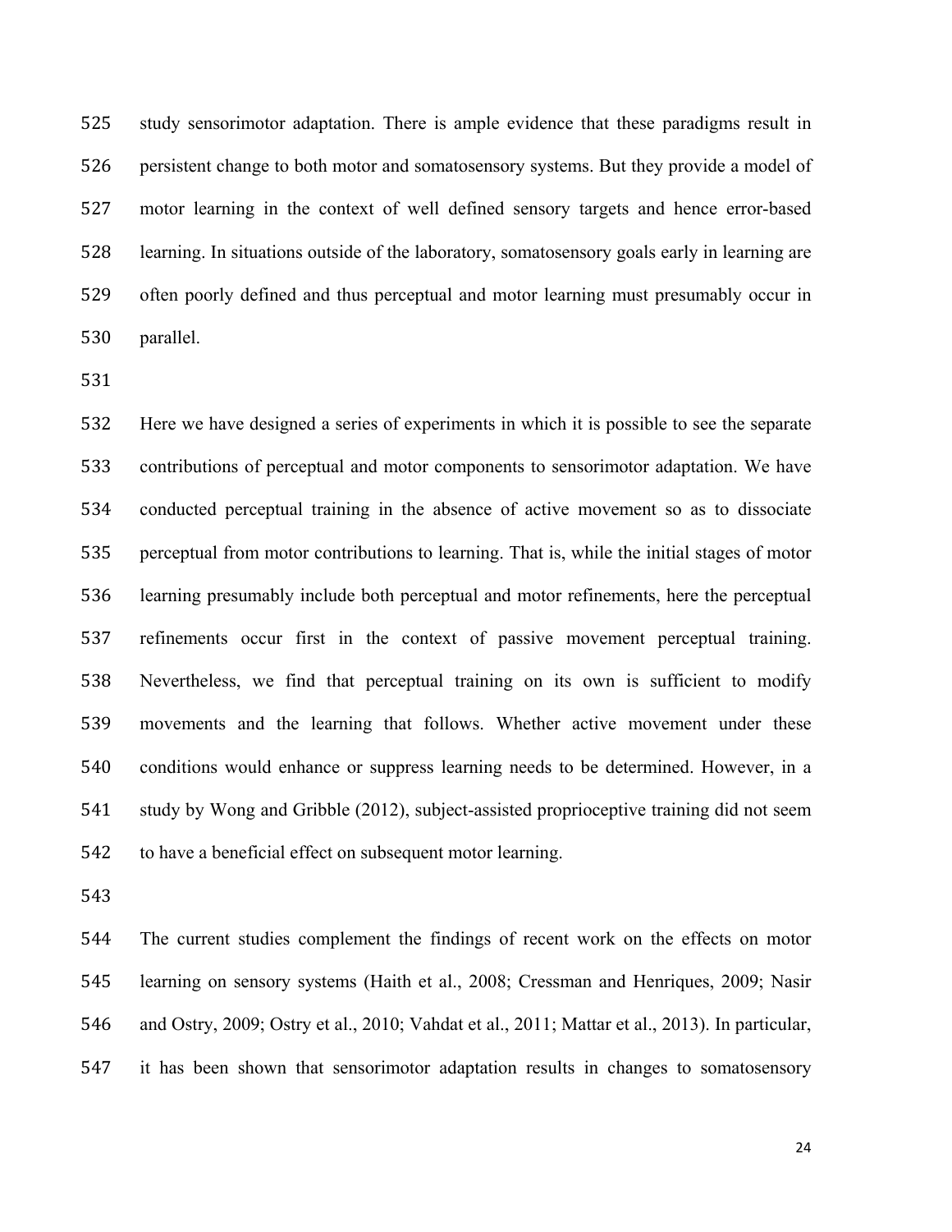study sensorimotor adaptation. There is ample evidence that these paradigms result in persistent change to both motor and somatosensory systems. But they provide a model of motor learning in the context of well defined sensory targets and hence error-based learning. In situations outside of the laboratory, somatosensory goals early in learning are often poorly defined and thus perceptual and motor learning must presumably occur in parallel.

Here we have designed a series of experiments in which it is possible to see the separate contributions of perceptual and motor components to sensorimotor adaptation. We have conducted perceptual training in the absence of active movement so as to dissociate perceptual from motor contributions to learning. That is, while the initial stages of motor learning presumably include both perceptual and motor refinements, here the perceptual refinements occur first in the context of passive movement perceptual training. Nevertheless, we find that perceptual training on its own is sufficient to modify movements and the learning that follows. Whether active movement under these conditions would enhance or suppress learning needs to be determined. However, in a study by Wong and Gribble (2012), subject-assisted proprioceptive training did not seem to have a beneficial effect on subsequent motor learning.

The current studies complement the findings of recent work on the effects on motor learning on sensory systems (Haith et al., 2008; Cressman and Henriques, 2009; Nasir and Ostry, 2009; Ostry et al., 2010; Vahdat et al., 2011; Mattar et al., 2013). In particular, it has been shown that sensorimotor adaptation results in changes to somatosensory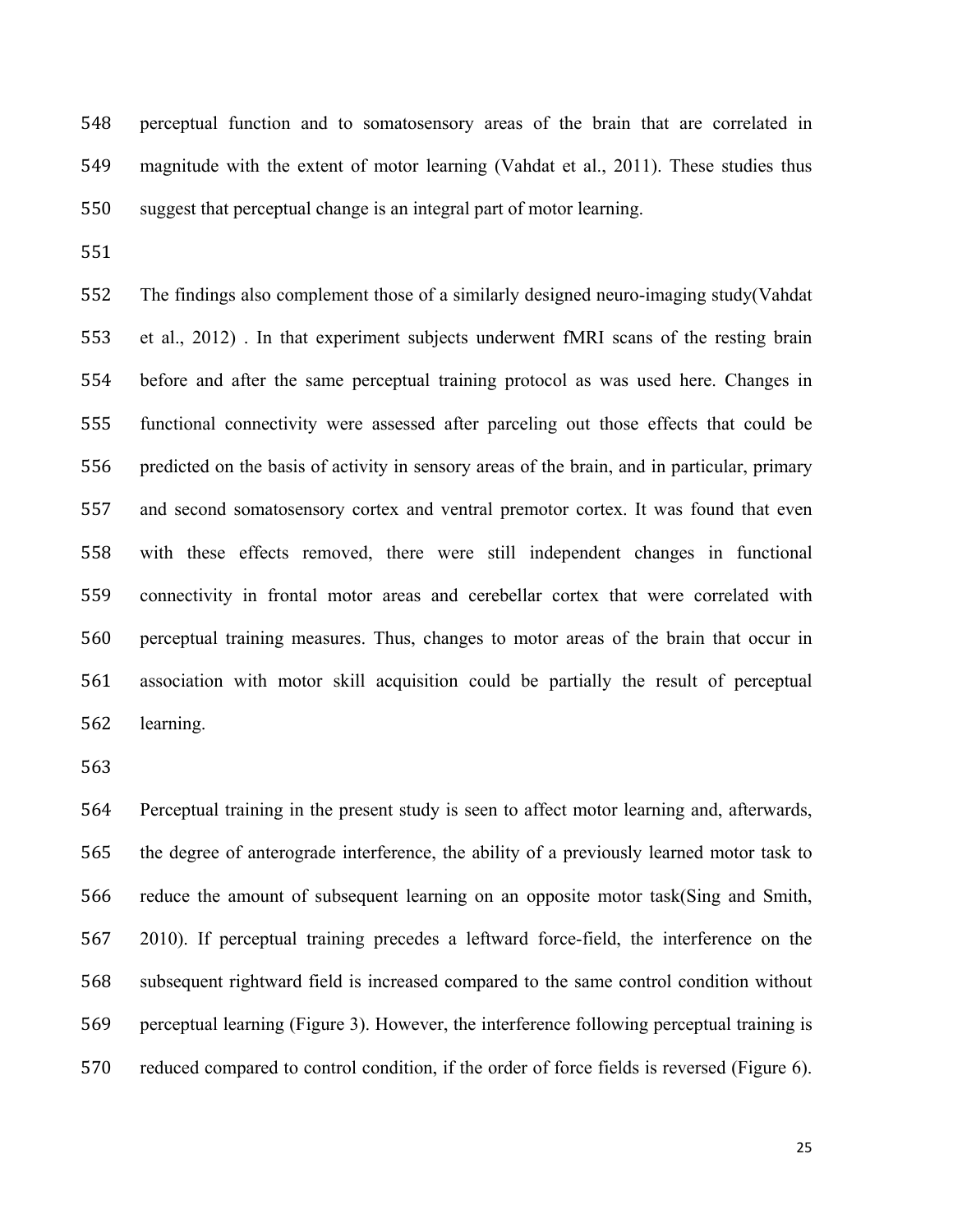perceptual function and to somatosensory areas of the brain that are correlated in magnitude with the extent of motor learning (Vahdat et al., 2011). These studies thus suggest that perceptual change is an integral part of motor learning.

The findings also complement those of a similarly designed neuro-imaging study(Vahdat et al., 2012) . In that experiment subjects underwent fMRI scans of the resting brain before and after the same perceptual training protocol as was used here. Changes in functional connectivity were assessed after parceling out those effects that could be predicted on the basis of activity in sensory areas of the brain, and in particular, primary and second somatosensory cortex and ventral premotor cortex. It was found that even with these effects removed, there were still independent changes in functional connectivity in frontal motor areas and cerebellar cortex that were correlated with perceptual training measures. Thus, changes to motor areas of the brain that occur in association with motor skill acquisition could be partially the result of perceptual learning.

Perceptual training in the present study is seen to affect motor learning and, afterwards, the degree of anterograde interference, the ability of a previously learned motor task to reduce the amount of subsequent learning on an opposite motor task(Sing and Smith, 2010). If perceptual training precedes a leftward force-field, the interference on the subsequent rightward field is increased compared to the same control condition without perceptual learning (Figure 3). However, the interference following perceptual training is reduced compared to control condition, if the order of force fields is reversed (Figure 6).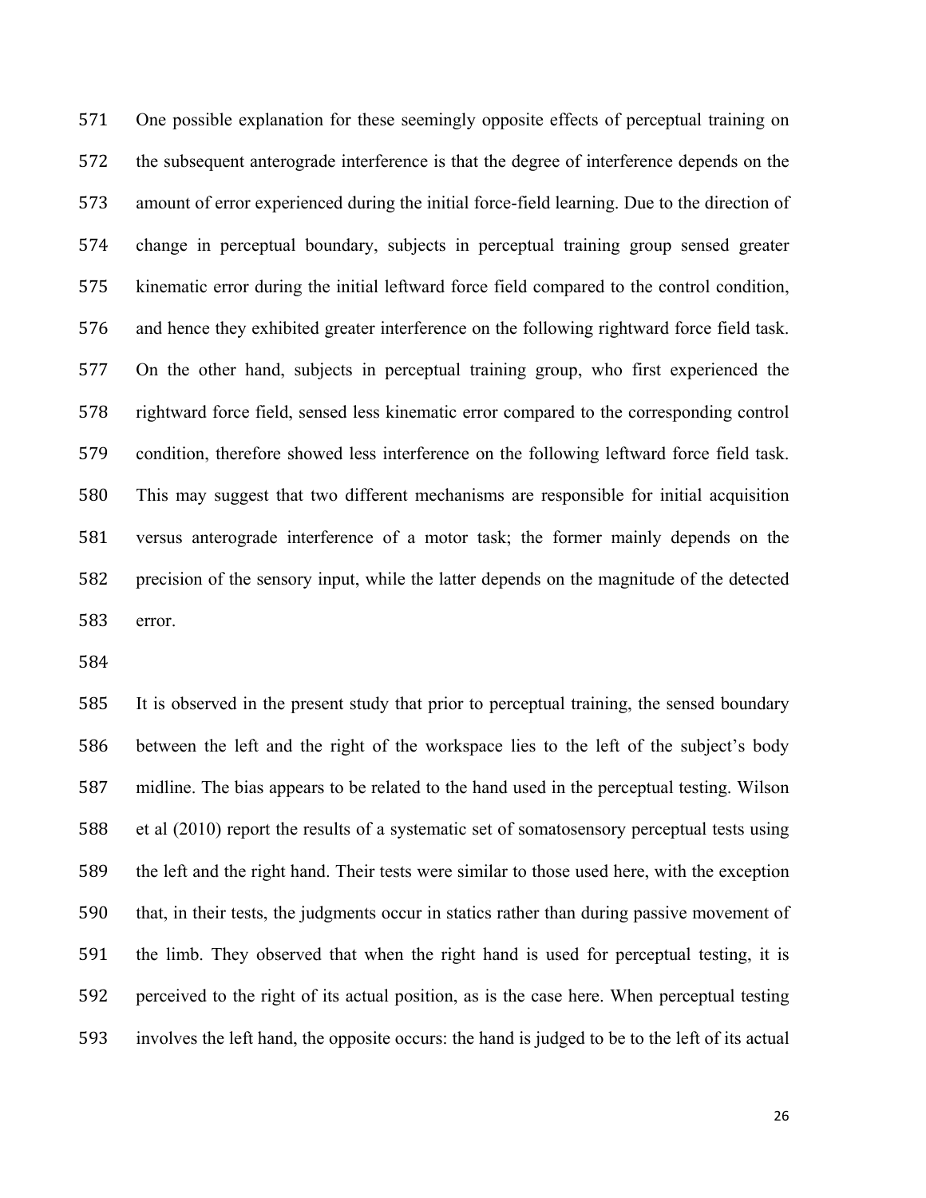One possible explanation for these seemingly opposite effects of perceptual training on the subsequent anterograde interference is that the degree of interference depends on the amount of error experienced during the initial force-field learning. Due to the direction of change in perceptual boundary, subjects in perceptual training group sensed greater kinematic error during the initial leftward force field compared to the control condition, and hence they exhibited greater interference on the following rightward force field task. On the other hand, subjects in perceptual training group, who first experienced the rightward force field, sensed less kinematic error compared to the corresponding control condition, therefore showed less interference on the following leftward force field task. This may suggest that two different mechanisms are responsible for initial acquisition versus anterograde interference of a motor task; the former mainly depends on the precision of the sensory input, while the latter depends on the magnitude of the detected error.

It is observed in the present study that prior to perceptual training, the sensed boundary between the left and the right of the workspace lies to the left of the subject's body midline. The bias appears to be related to the hand used in the perceptual testing. Wilson et al (2010) report the results of a systematic set of somatosensory perceptual tests using the left and the right hand. Their tests were similar to those used here, with the exception that, in their tests, the judgments occur in statics rather than during passive movement of the limb. They observed that when the right hand is used for perceptual testing, it is perceived to the right of its actual position, as is the case here. When perceptual testing involves the left hand, the opposite occurs: the hand is judged to be to the left of its actual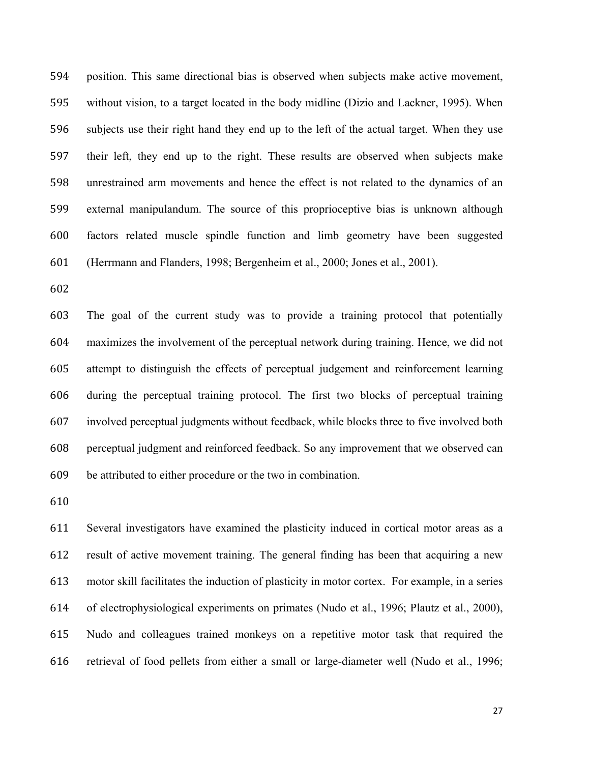position. This same directional bias is observed when subjects make active movement, without vision, to a target located in the body midline (Dizio and Lackner, 1995). When subjects use their right hand they end up to the left of the actual target. When they use their left, they end up to the right. These results are observed when subjects make unrestrained arm movements and hence the effect is not related to the dynamics of an external manipulandum. The source of this proprioceptive bias is unknown although factors related muscle spindle function and limb geometry have been suggested (Herrmann and Flanders, 1998; Bergenheim et al., 2000; Jones et al., 2001).

The goal of the current study was to provide a training protocol that potentially maximizes the involvement of the perceptual network during training. Hence, we did not attempt to distinguish the effects of perceptual judgement and reinforcement learning during the perceptual training protocol. The first two blocks of perceptual training involved perceptual judgments without feedback, while blocks three to five involved both perceptual judgment and reinforced feedback. So any improvement that we observed can be attributed to either procedure or the two in combination.

Several investigators have examined the plasticity induced in cortical motor areas as a result of active movement training. The general finding has been that acquiring a new motor skill facilitates the induction of plasticity in motor cortex. For example, in a series of electrophysiological experiments on primates (Nudo et al., 1996; Plautz et al., 2000), Nudo and colleagues trained monkeys on a repetitive motor task that required the retrieval of food pellets from either a small or large-diameter well (Nudo et al., 1996;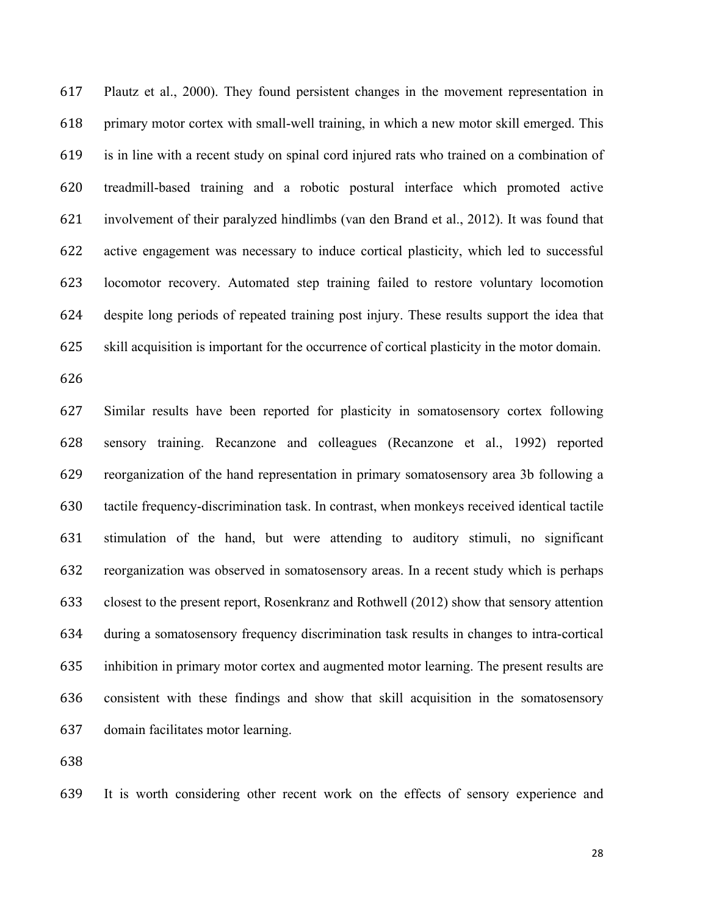Plautz et al., 2000). They found persistent changes in the movement representation in primary motor cortex with small-well training, in which a new motor skill emerged. This is in line with a recent study on spinal cord injured rats who trained on a combination of treadmill-based training and a robotic postural interface which promoted active involvement of their paralyzed hindlimbs (van den Brand et al., 2012). It was found that active engagement was necessary to induce cortical plasticity, which led to successful locomotor recovery. Automated step training failed to restore voluntary locomotion despite long periods of repeated training post injury. These results support the idea that skill acquisition is important for the occurrence of cortical plasticity in the motor domain.

Similar results have been reported for plasticity in somatosensory cortex following sensory training. Recanzone and colleagues (Recanzone et al., 1992) reported reorganization of the hand representation in primary somatosensory area 3b following a tactile frequency-discrimination task. In contrast, when monkeys received identical tactile stimulation of the hand, but were attending to auditory stimuli, no significant reorganization was observed in somatosensory areas. In a recent study which is perhaps closest to the present report, Rosenkranz and Rothwell (2012) show that sensory attention during a somatosensory frequency discrimination task results in changes to intra-cortical inhibition in primary motor cortex and augmented motor learning. The present results are consistent with these findings and show that skill acquisition in the somatosensory domain facilitates motor learning.

It is worth considering other recent work on the effects of sensory experience and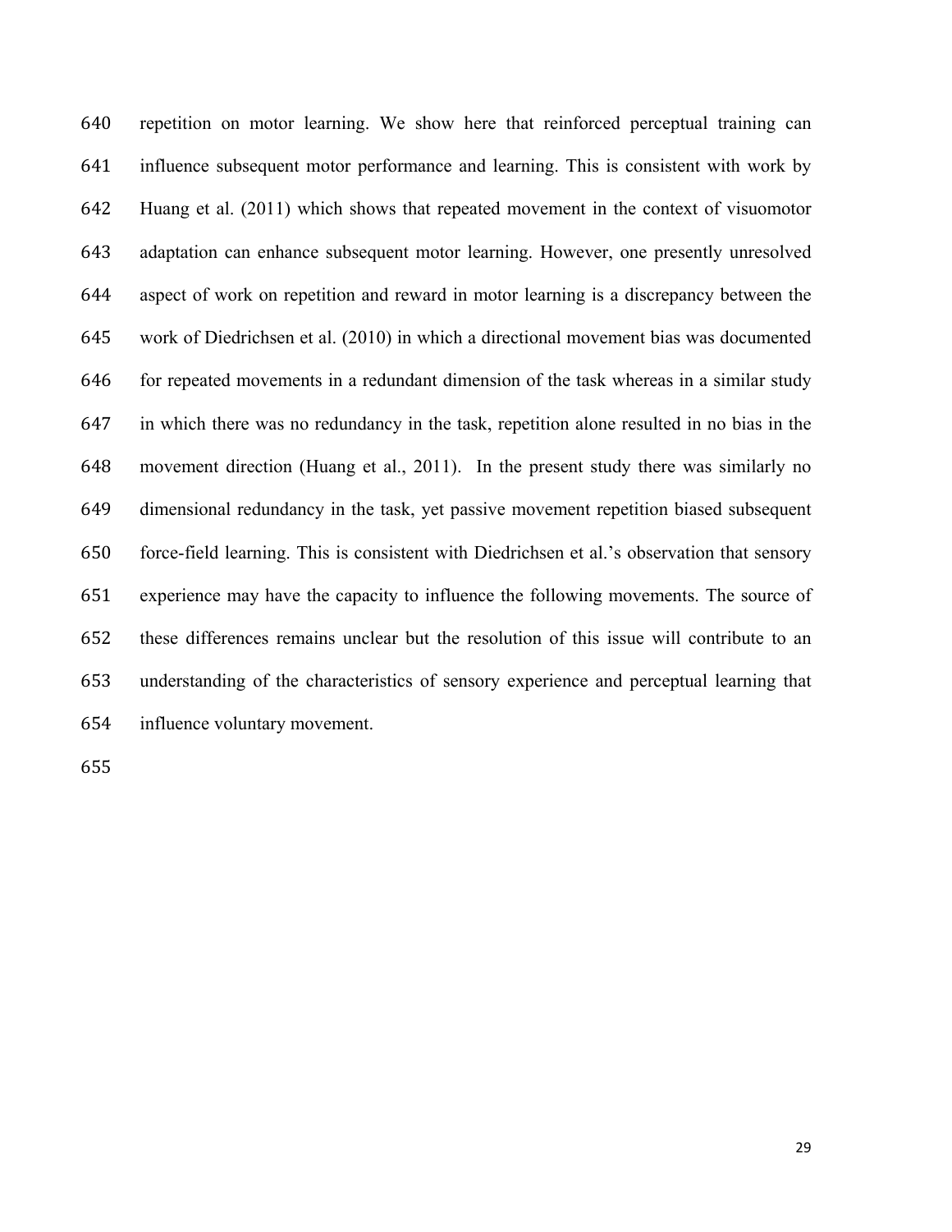repetition on motor learning. We show here that reinforced perceptual training can influence subsequent motor performance and learning. This is consistent with work by Huang et al. (2011) which shows that repeated movement in the context of visuomotor adaptation can enhance subsequent motor learning. However, one presently unresolved aspect of work on repetition and reward in motor learning is a discrepancy between the work of Diedrichsen et al. (2010) in which a directional movement bias was documented for repeated movements in a redundant dimension of the task whereas in a similar study in which there was no redundancy in the task, repetition alone resulted in no bias in the movement direction (Huang et al., 2011). In the present study there was similarly no dimensional redundancy in the task, yet passive movement repetition biased subsequent force-field learning. This is consistent with Diedrichsen et al.'s observation that sensory experience may have the capacity to influence the following movements. The source of these differences remains unclear but the resolution of this issue will contribute to an understanding of the characteristics of sensory experience and perceptual learning that influence voluntary movement.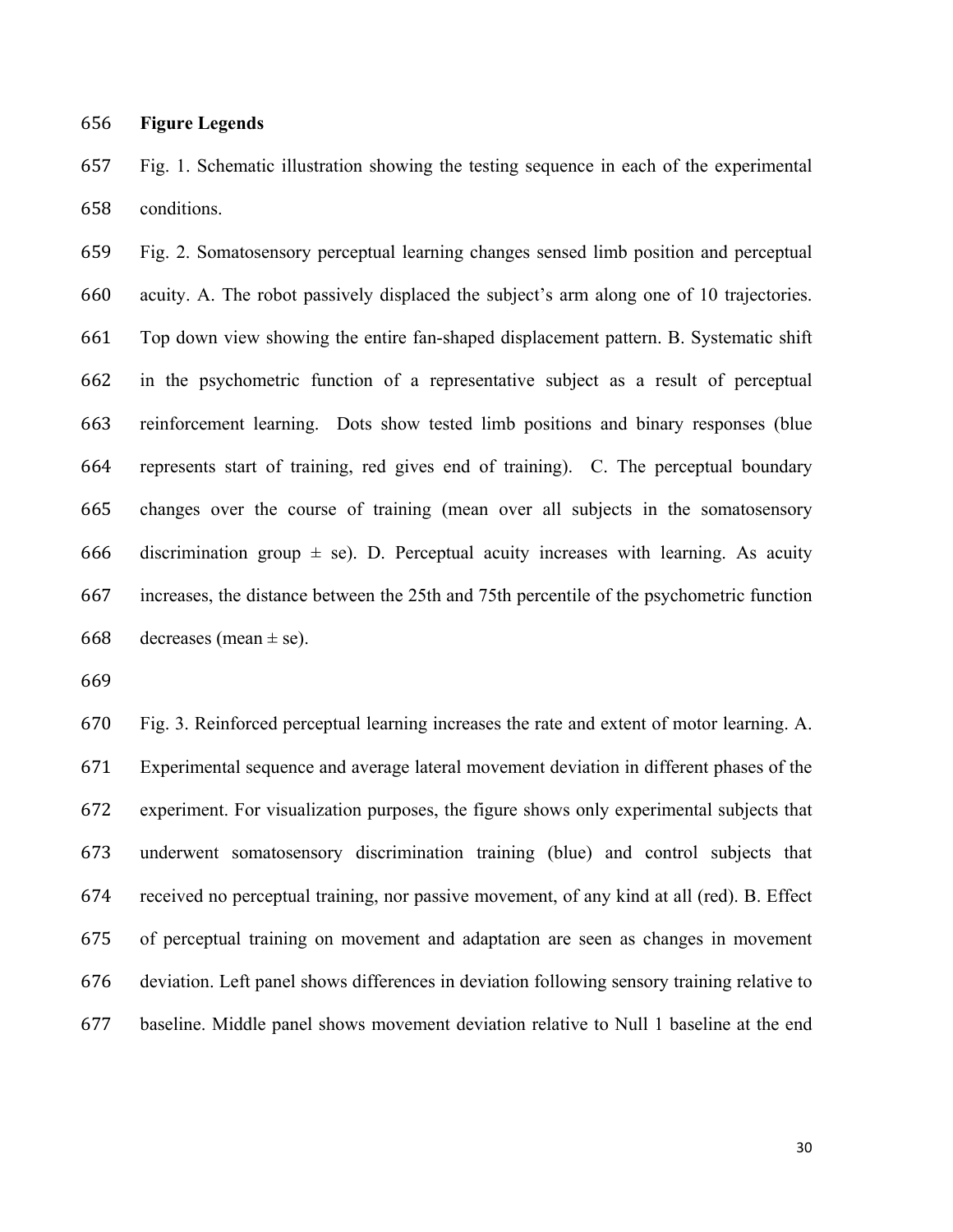## Figure Legends

Fig. 1. Schematic illustration showing the testing sequence in each of the experimental conditions.

Fig. 2. Somatosensory perceptual learning changes sensed limb position and perceptual acuity. A. The robot passively displaced the subject's arm along one of 10 trajectories. Top down view showing the entire fan-shaped displacement pattern. B. Systematic shift in the psychometric function of a representative subject as a result of perceptual reinforcement learning. Dots show tested limb positions and binary responses (blue represents start of training, red gives end of training). C. The perceptual boundary changes over the course of training (mean over all subjects in the somatosensory discrimination group ± se). D. Perceptual acuity increases with learning. As acuity increases, the distance between the 25th and 75th percentile of the psychometric function decreases (mean ± se).

Fig. 3. Reinforced perceptual learning increases the rate and extent of motor learning. A. Experimental sequence and average lateral movement deviation in different phases of the experiment. For visualization purposes, the figure shows only experimental subjects that underwent somatosensory discrimination training (blue) and control subjects that received no perceptual training, nor passive movement, of any kind at all (red). B. Effect of perceptual training on movement and adaptation are seen as changes in movement deviation. Left panel shows differences in deviation following sensory training relative to baseline. Middle panel shows movement deviation relative to Null 1 baseline at the end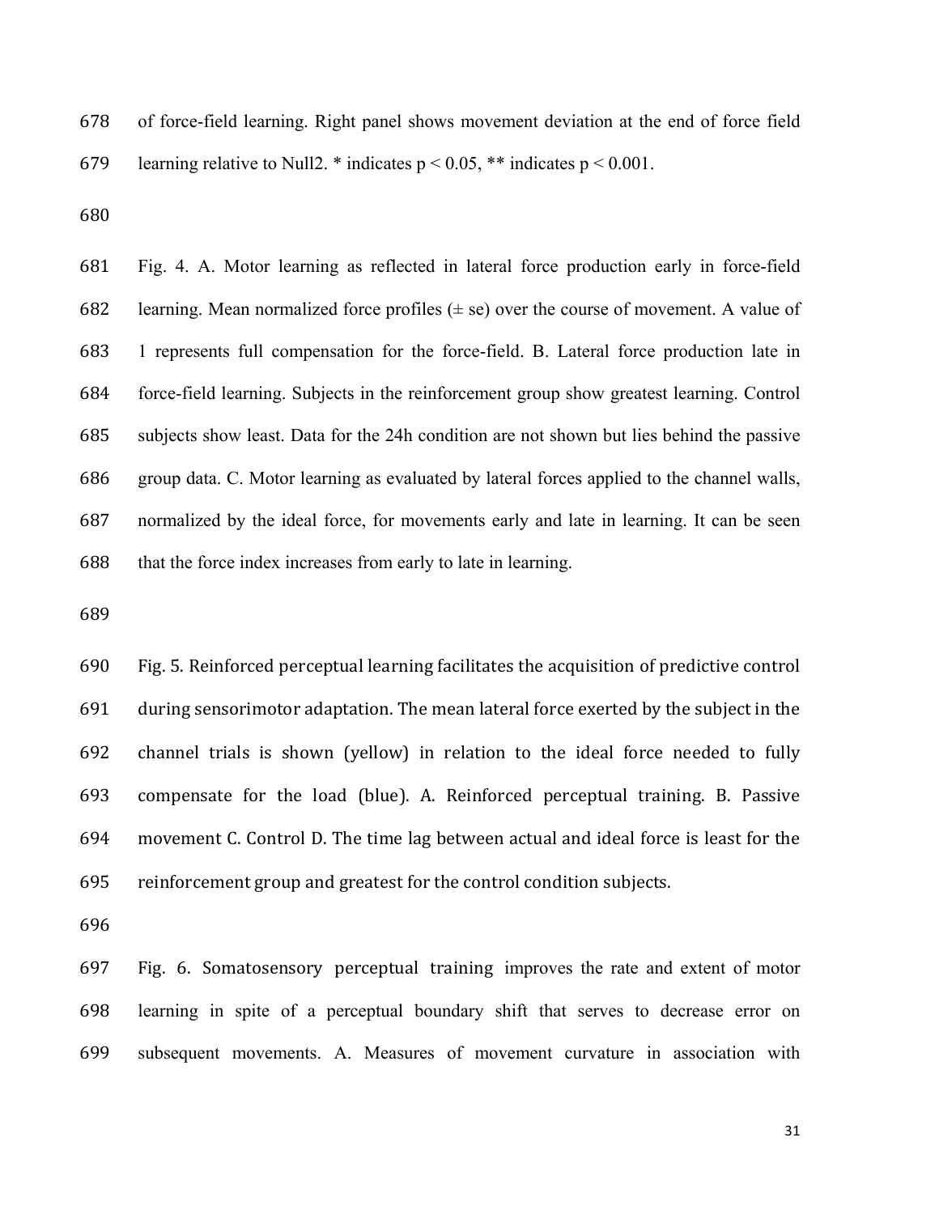of force-field learning. Right panel shows movement deviation at the end of force field learning relative to Null2. * indicates $p < 0.05$, ** indicates $p < 0.001$.

Fig. 4. A. Motor learning as reflected in lateral force production early in force-field learning. Mean normalized force profiles (± se) over the course of movement. A value of 1 represents full compensation for the force-field. B. Lateral force production late in force-field learning. Subjects in the reinforcement group show greatest learning. Control subjects show least. Data for the 24h condition are not shown but lies behind the passive group data. C. Motor learning as evaluated by lateral forces applied to the channel walls, normalized by the ideal force, for movements early and late in learning. It can be seen that the force index increases from early to late in learning.

Fig. 5. Reinforced perceptual learning facilitates the acquisition of predictive control during sensorimotor adaptation. The mean lateral force exerted by the subject in the channel trials is shown (yellow) in relation to the ideal force needed to fully compensate for the load (blue). A. Reinforced perceptual training. B. Passive movement C. Control D. The time lag between actual and ideal force is least for the reinforcement group and greatest for the control condition subjects.

Fig. 6. Somatosensory perceptual training improves the rate and extent of motor learning in spite of a perceptual boundary shift that serves to decrease error on subsequent movements. A. Measures of movement curvature in association with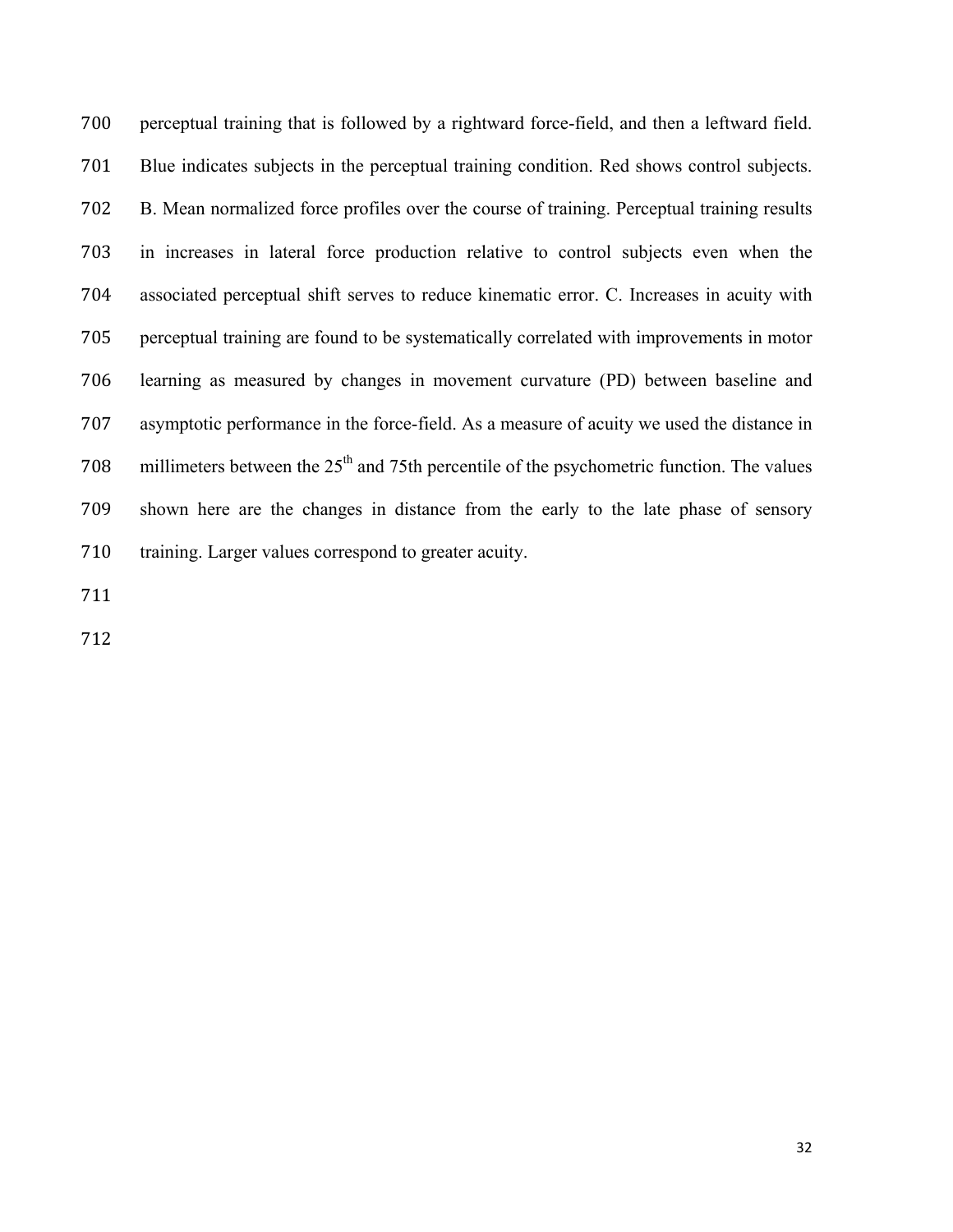perceptual training that is followed by a rightward force-field, and then a leftward field. Blue indicates subjects in the perceptual training condition. Red shows control subjects. B. Mean normalized force profiles over the course of training. Perceptual training results in increases in lateral force production relative to control subjects even when the associated perceptual shift serves to reduce kinematic error. C. Increases in acuity with perceptual training are found to be systematically correlated with improvements in motor learning as measured by changes in movement curvature (PD) between baseline and asymptotic performance in the force-field. As a measure of acuity we used the distance in millimeters between the 25th and 75th percentile of the psychometric function. The values shown here are the changes in distance from the early to the late phase of sensory training. Larger values correspond to greater acuity.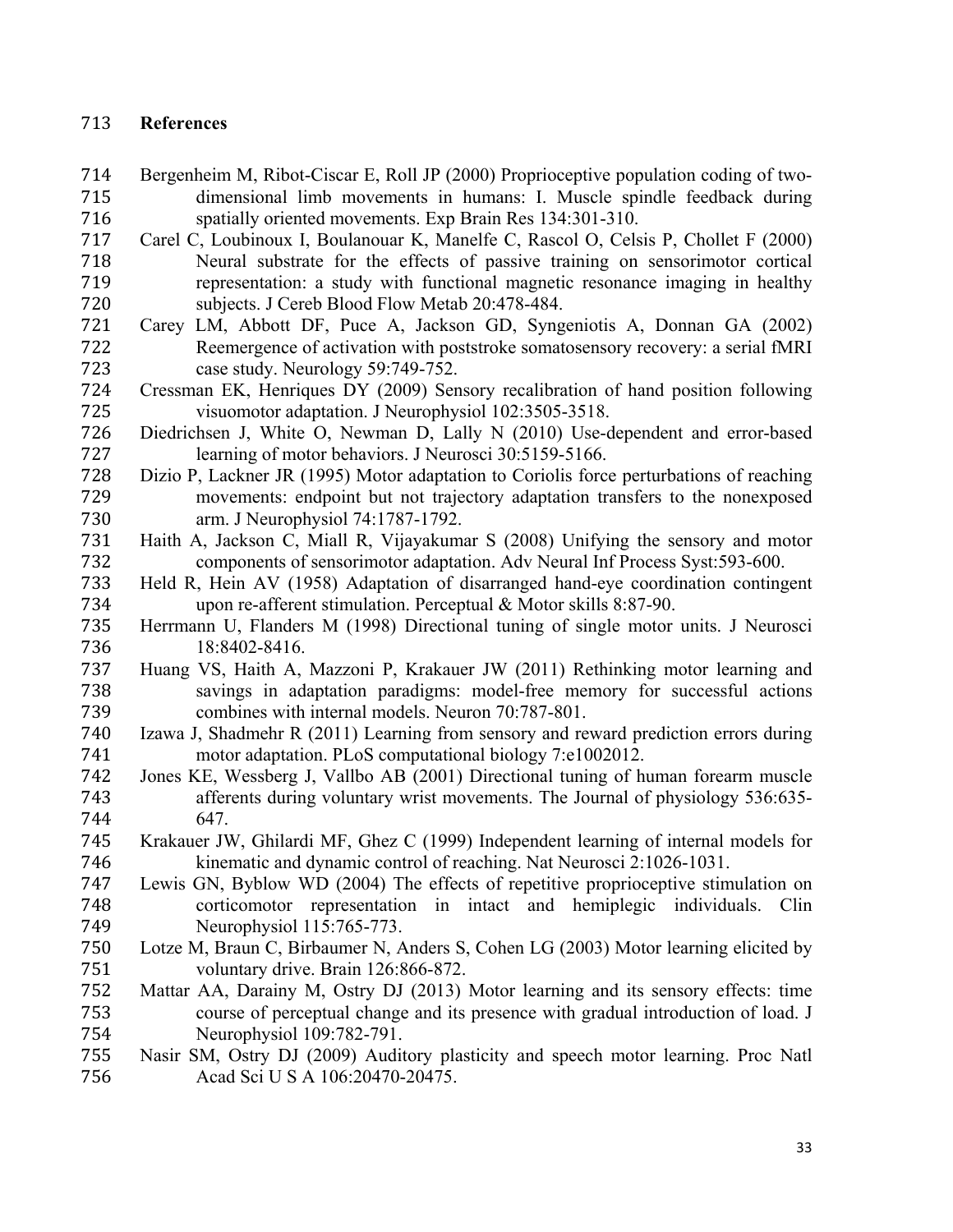# References

Bergenheim M, Ribot-Ciscar E, Roll JP (2000) Proprioceptive population coding of two-dimensional limb movements in humans: I. Muscle spindle feedback during spatially oriented movements. Exp Brain Res 134:301-310.

Carel C, Loubinoux I, Boulanouar K, Manelfe C, Rascol O, Celsis P, Chollet F (2000) Neural substrate for the effects of passive training on sensorimotor cortical representation: a study with functional magnetic resonance imaging in healthy subjects. J Cereb Blood Flow Metab 20:478-484.

Carey LM, Abbott DF, Puce A, Jackson GD, Syngeniotis A, Donnan GA (2002) Reemergence of activation with poststroke somatosensory recovery: a serial fMRI case study. Neurology 59:749-752.

Cressman EK, Henriques DY (2009) Sensory recalibration of hand position following visuomotor adaptation. J Neurophysiol 102:3505-3518.

Diedrichsen J, White O, Newman D, Lally N (2010) Use-dependent and error-based learning of motor behaviors. J Neurosci 30:5159-5166.

Dizio P, Lackner JR (1995) Motor adaptation to Coriolis force perturbations of reaching movements: endpoint but not trajectory adaptation transfers to the nonexposed arm. J Neurophysiol 74:1787-1792.

Haith A, Jackson C, Miall R, Vijayakumar S (2008) Unifying the sensory and motor components of sensorimotor adaptation. Adv Neural Inf Process Syst:593-600.

Held R, Hein AV (1958) Adaptation of disarranged hand-eye coordination contingent upon re-afferent stimulation. Perceptual & Motor skills 8:87-90.

Herrmann U, Flanders M (1998) Directional tuning of single motor units. J Neurosci 18:8402-8416.

Huang VS, Haith A, Mazzoni P, Krakauer JW (2011) Rethinking motor learning and savings in adaptation paradigms: model-free memory for successful actions combines with internal models. Neuron 70:787-801.

Izawa J, Shadmehr R (2011) Learning from sensory and reward prediction errors during motor adaptation. PLoS computational biology 7:e1002012.

Jones KE, Wessberg J, Vallbo AB (2001) Directional tuning of human forearm muscle afferents during voluntary wrist movements. The Journal of physiology 536:635-647.

Krakauer JW, Ghilardi MF, Ghez C (1999) Independent learning of internal models for kinematic and dynamic control of reaching. Nat Neurosci 2:1026-1031.

Lewis GN, Byblow WD (2004) The effects of repetitive proprioceptive stimulation on corticomotor representation in intact and hemiplegic individuals. Clin Neurophysiol 115:765-773.

Lotze M, Braun C, Birbaumer N, Anders S, Cohen LG (2003) Motor learning elicited by voluntary drive. Brain 126:866-872.

Mattar AA, Darainy M, Ostry DJ (2013) Motor learning and its sensory effects: time course of perceptual change and its presence with gradual introduction of load. J Neurophysiol 109:782-791.

Nasir SM, Ostry DJ (2009) Auditory plasticity and speech motor learning. Proc Natl Acad Sci U S A 106:20470-20475.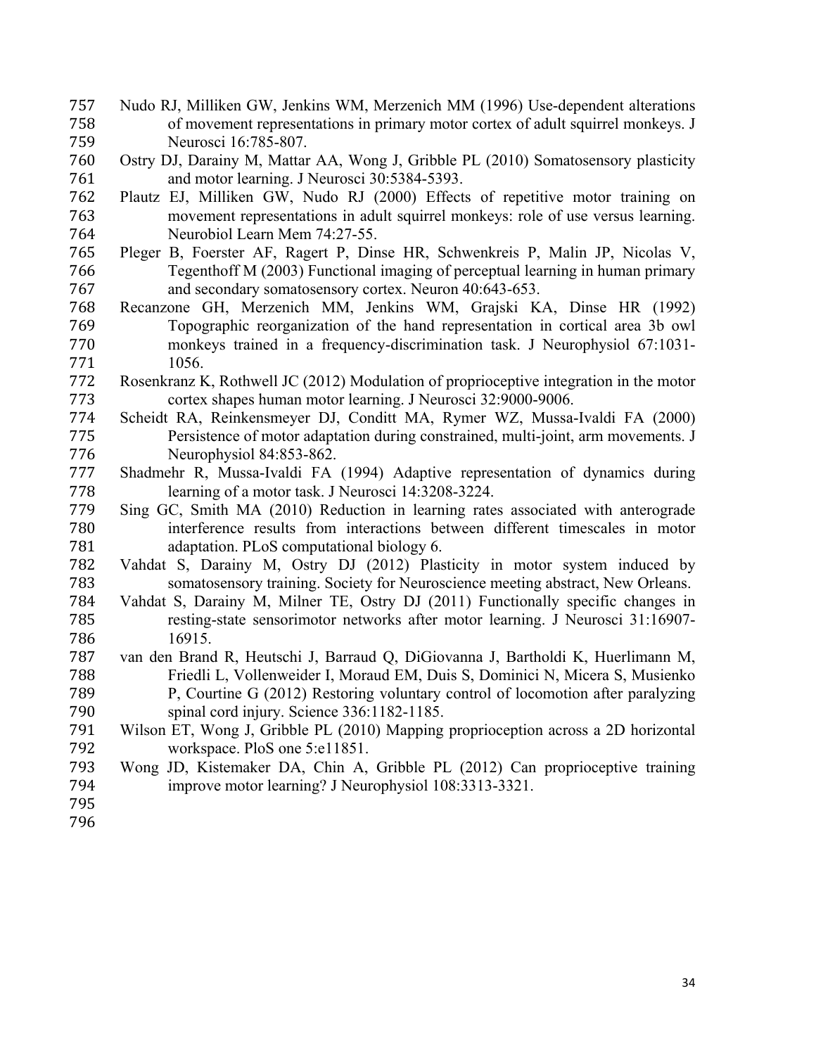Nudo RJ, Milliken GW, Jenkins WM, Merzenich MM (1996) Use-dependent alterations of movement representations in primary motor cortex of adult squirrel monkeys. J Neurosci 16:785-807.

Ostry DJ, Darainy M, Mattar AA, Wong J, Gribble PL (2010) Somatosensory plasticity and motor learning. J Neurosci 30:5384-5393.

Plautz EJ, Milliken GW, Nudo RJ (2000) Effects of repetitive motor training on movement representations in adult squirrel monkeys: role of use versus learning. Neurobiol Learn Mem 74:27-55.

Pleger B, Foerster AF, Ragert P, Dinse HR, Schwenkreis P, Malin JP, Nicolas V, Tegenthoff M (2003) Functional imaging of perceptual learning in human primary and secondary somatosensory cortex. Neuron 40:643-653.

Recanzone GH, Merzenich MM, Jenkins WM, Grajski KA, Dinse HR (1992) Topographic reorganization of the hand representation in cortical area 3b owl monkeys trained in a frequency-discrimination task. J Neurophysiol 67:1031-1056.

Rosenkranz K, Rothwell JC (2012) Modulation of proprioceptive integration in the motor cortex shapes human motor learning. J Neurosci 32:9000-9006.

Scheidt RA, Reinkensmeyer DJ, Conditt MA, Rymer WZ, Mussa-Ivaldi FA (2000) Persistence of motor adaptation during constrained, multi-joint, arm movements. J Neurophysiol 84:853-862.

Shadmehr R, Mussa-Ivaldi FA (1994) Adaptive representation of dynamics during learning of a motor task. J Neurosci 14:3208-3224.

Sing GC, Smith MA (2010) Reduction in learning rates associated with anterograde interference results from interactions between different timescales in motor adaptation. PLoS computational biology 6.

Vahdat S, Darainy M, Ostry DJ (2012) Plasticity in motor system induced by somatosensory training. Society for Neuroscience meeting abstract, New Orleans.

Vahdat S, Darainy M, Milner TE, Ostry DJ (2011) Functionally specific changes in resting-state sensorimotor networks after motor learning. J Neurosci 31:16907-16915.

van den Brand R, Heutschi J, Barraud Q, DiGiovanna J, Bartholdi K, Huerlimann M, Friedli L, Vollenweider I, Moraud EM, Duis S, Dominici N, Micera S, Musienko P, Courtine G (2012) Restoring voluntary control of locomotion after paralyzing spinal cord injury. Science 336:1182-1185.

Wilson ET, Wong J, Gribble PL (2010) Mapping proprioception across a 2D horizontal workspace. PloS one 5:e11851.

Wong JD, Kistemaker DA, Chin A, Gribble PL (2012) Can proprioceptive training improve motor learning? J Neurophysiol 108:3313-3321.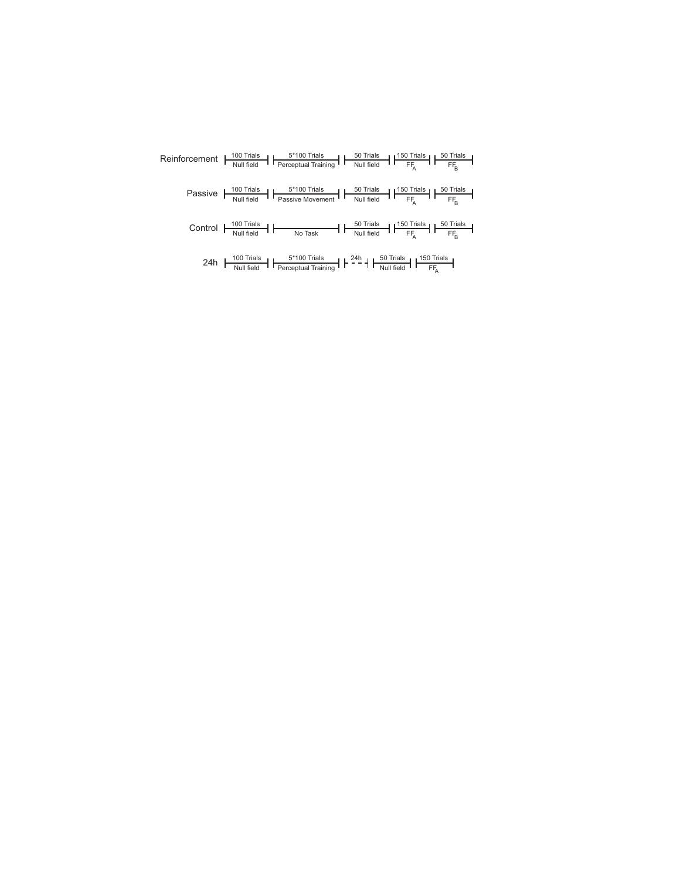| Group | Block 1 | Block 2 | Block 3 | Block 4 | Block 5 | Block 6 |
| --- | --- | --- | --- | --- | --- | --- |
| Reinforcement | 100 Trials<br>Null field | 5*100 Trials<br>Perceptual Training | 50 Trials<br>Null field | 150 Trials<br>$FF_A$ | 50 Trials<br>$FF_B$ | |
| Passive | 100 Trials<br>Null field | 5*100 Trials<br>Passive Movement | 50 Trials<br>Null field | 150 Trials<br>$FF_A$ | 50 Trials<br>$FF_B$ | |
| Control | 100 Trials<br>Null field | No Task | 50 Trials<br>Null field | 150 Trials<br>$FF_A$ | 50 Trials<br>$FF_B$ | |
| 24h | 100 Trials<br>Null field | 5*100 Trials<br>Perceptual Training | 24h | 50 Trials<br>Null field | 150 Trials<br>$FF_A$ | |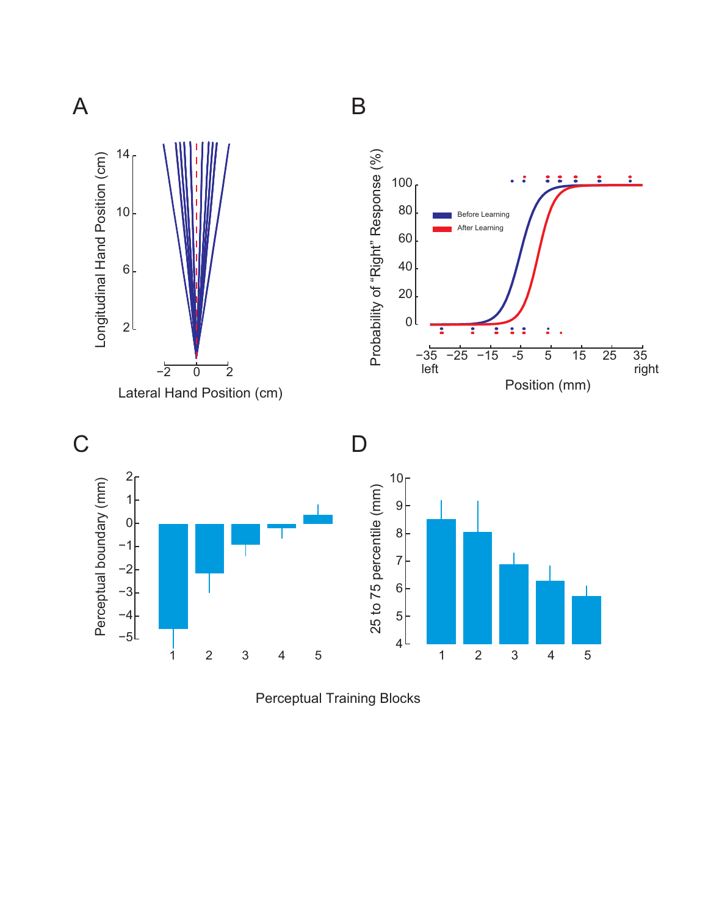A

Longitudinal Hand Position (cm)

14
10
6
2

−2 0 2

Lateral Hand Position (cm)

B

Probability of "Right" Response (%)

100
80
60
40
20
0

Before Learning
After Learning

−35 −25 −15 −5 5 15 25 35
left right

Position (mm)

C

Perceptual boundary (mm)

2
1
0
−1
−2
−3
−4
−5

1 2 3 4 5

D

25 to 75 percentile (mm)

10
9
8
7
6
5
4

1 2 3 4 5

Perceptual Training Blocks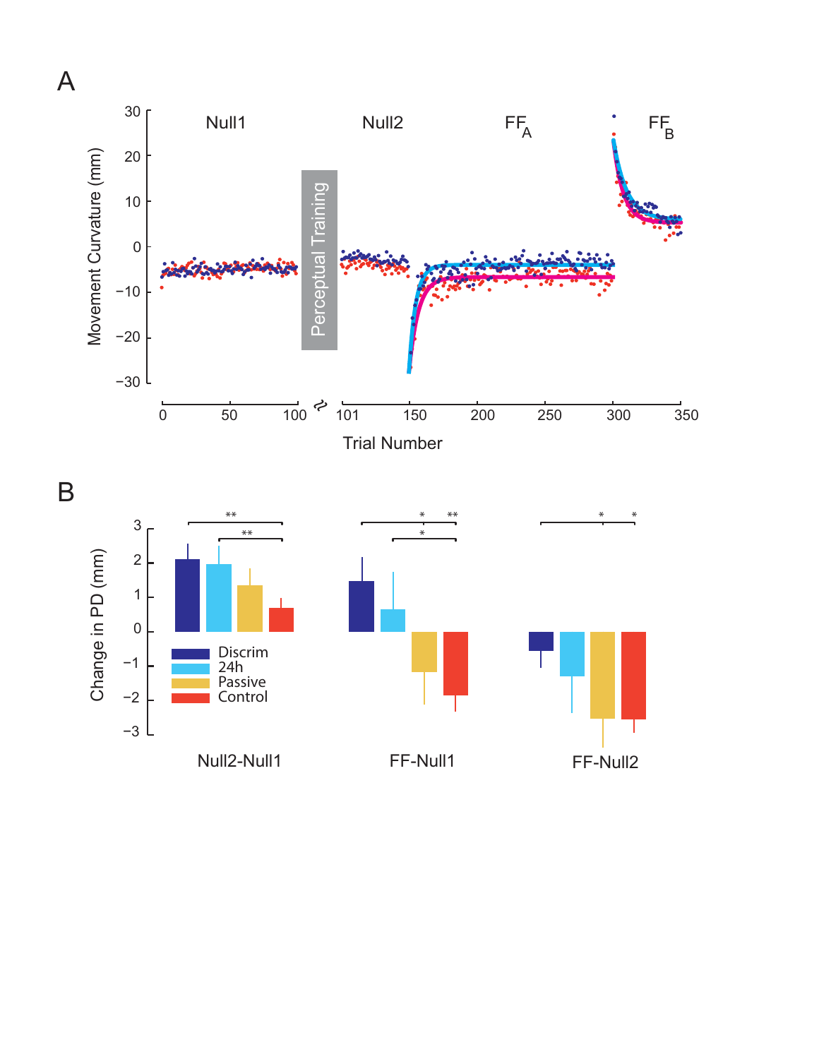A

Null1 Null2 FF$_A$ FF$_B$

Perceptual Training

Movement Curvature (mm)

Trial Number

B

Change in PD (mm)

Discrim
24h
Passive
Control

Null2-Null1 FF-Null1 FF-Null2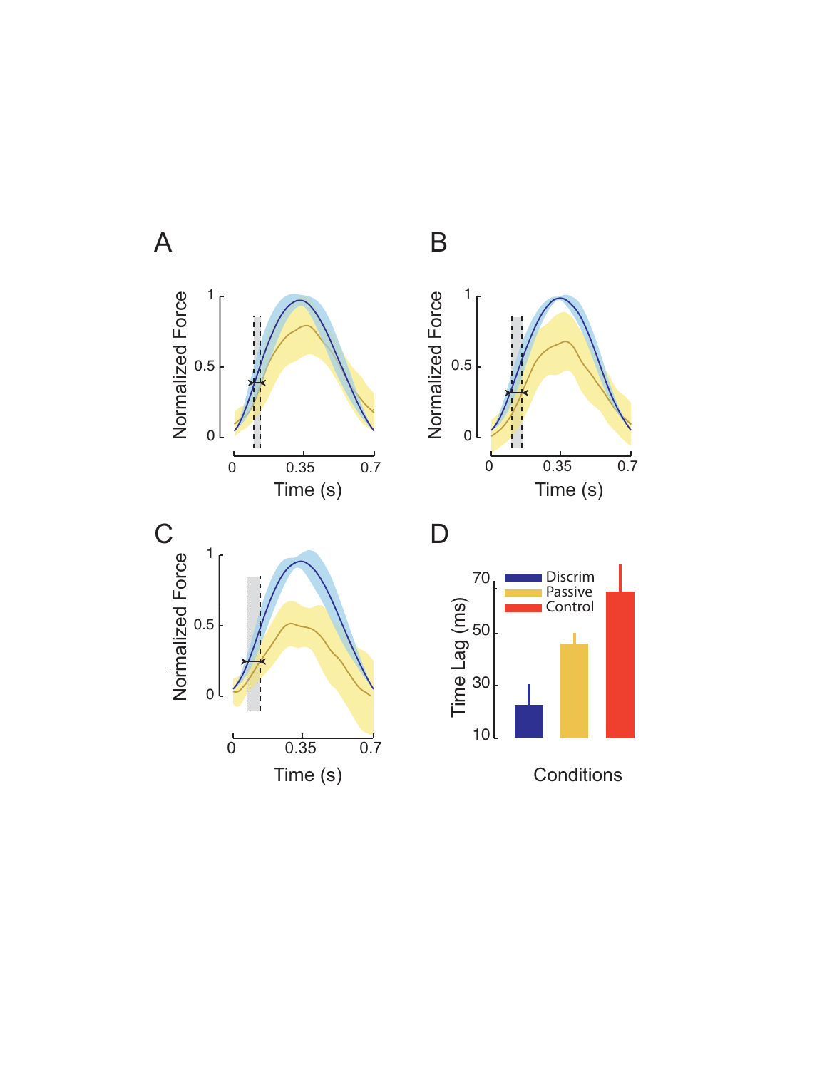A

Normalized Force

1

0.5

0

0 0.35 0.7

Time (s)

B

Normalized Force

1

0.5

0

0 0.35 0.7

Time (s)

C

Normalized Force

1

0.5

0

0 0.35 0.7

Time (s)

D

Time Lag (ms)

70

50

30

10

Discrim

Passive

Control

Conditions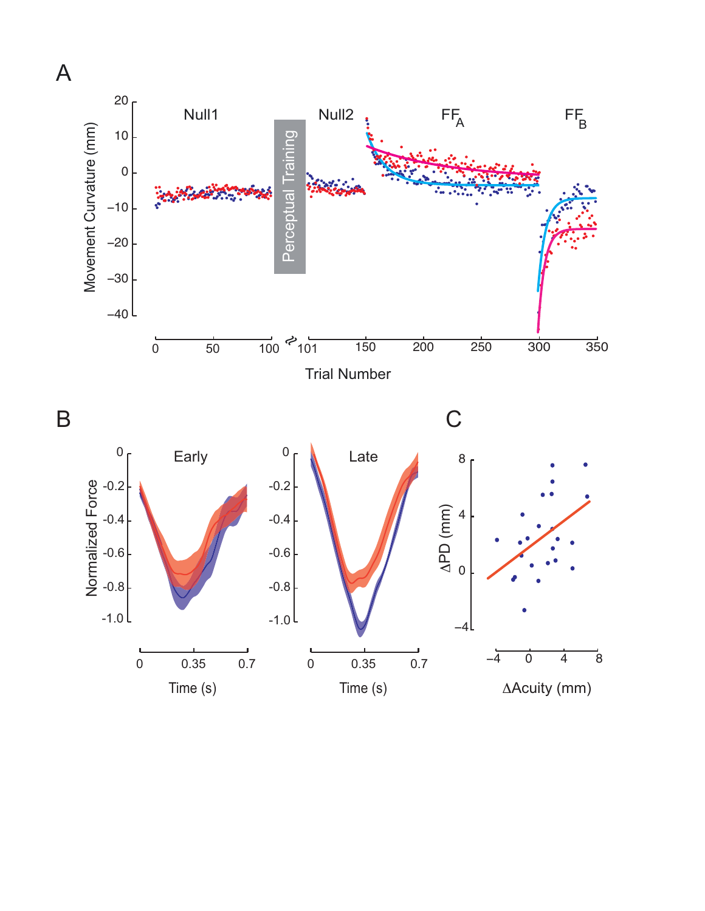A

Null1

Null2

FF$_A$

FF$_B$

Perceptual Training

Movement Curvature (mm)

20
10
0
−10
−20
−30
−40

0
50
100
101
150
200
250
300
350

Trial Number

B

Early

Late

Normalized Force

0
-0.2
-0.4
-0.6
-0.8
-1.0

0
0.35
0.7

Time (s)

C

ΔPD (mm)

8
4
0
−4

−4
0
4
8

ΔAcuity (mm)